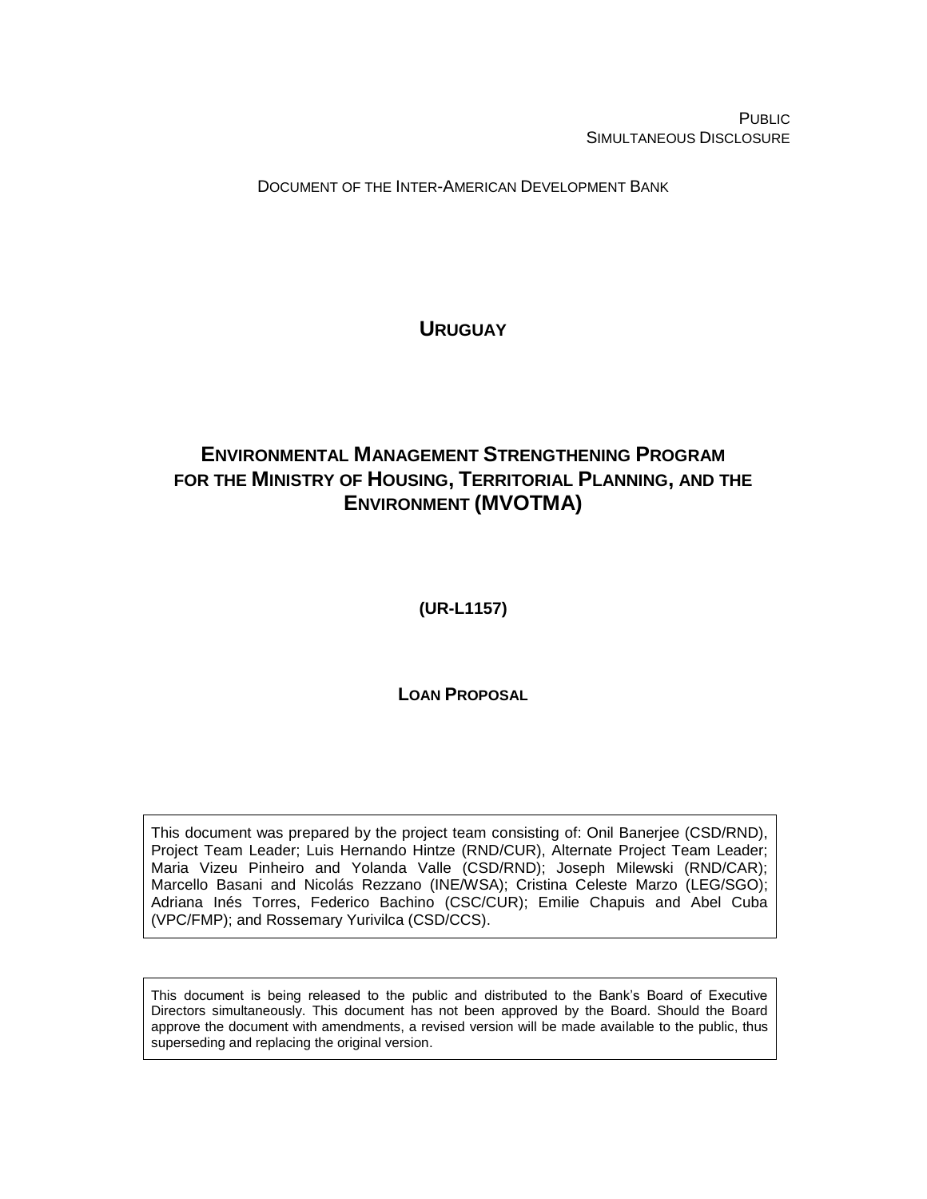PUBLIC
SIMULTANEOUS DISCLOSURE

DOCUMENT OF THE INTER-AMERICAN DEVELOPMENT BANK

# URUGUAY

# ENVIRONMENTAL MANAGEMENT STRENGTHENING PROGRAM FOR THE MINISTRY OF HOUSING, TERRITORIAL PLANNING, AND THE ENVIRONMENT (MVOTMA)

**(UR-L1157)**

**LOAN PROPOSAL**

This document was prepared by the project team consisting of: Onil Banerjee (CSD/RND), Project Team Leader; Luis Hernando Hintze (RND/CUR), Alternate Project Team Leader; Maria Vizeu Pinheiro and Yolanda Valle (CSD/RND); Joseph Milewski (RND/CAR); Marcello Basani and Nicolás Rezzano (INE/WSA); Cristina Celeste Marzo (LEG/SGO); Adriana Inés Torres, Federico Bachino (CSC/CUR); Emilie Chapuis and Abel Cuba (VPC/FMP); and Rossemary Yurivilca (CSD/CCS).

This document is being released to the public and distributed to the Bank's Board of Executive Directors simultaneously. This document has not been approved by the Board. Should the Board approve the document with amendments, a revised version will be made available to the public, thus superseding and replacing the original version.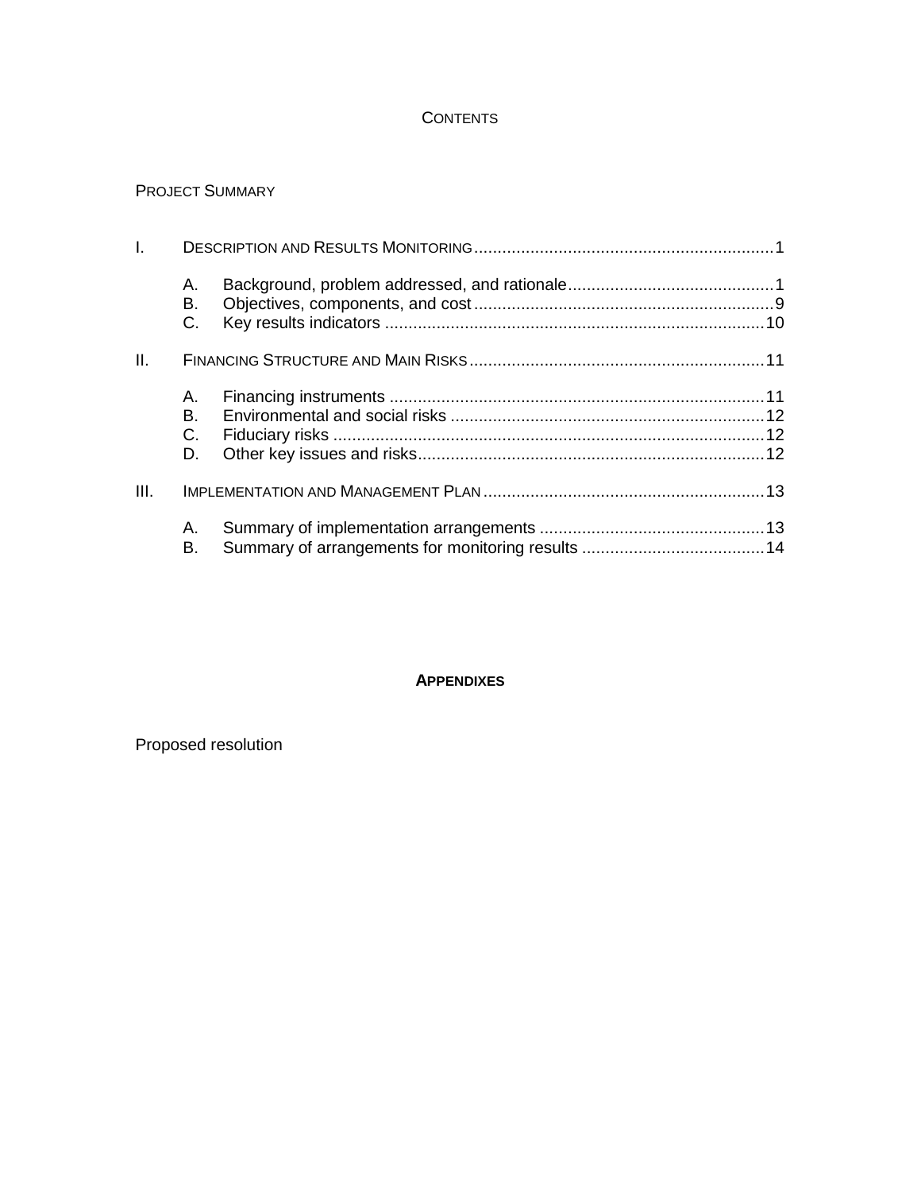# CONTENTS

PROJECT SUMMARY

I. DESCRIPTION AND RESULTS MONITORING ........ 1

- A. Background, problem addressed, and rationale ........ 1
- B. Objectives, components, and cost ........ 9
- C. Key results indicators ........ 10

II. FINANCING STRUCTURE AND MAIN RISKS ........ 11

- A. Financing instruments ........ 11
- B. Environmental and social risks ........ 12
- C. Fiduciary risks ........ 12
- D. Other key issues and risks ........ 12

III. IMPLEMENTATION AND MANAGEMENT PLAN ........ 13

- A. Summary of implementation arrangements ........ 13
- B. Summary of arrangements for monitoring results ........ 14

## APPENDIXES

Proposed resolution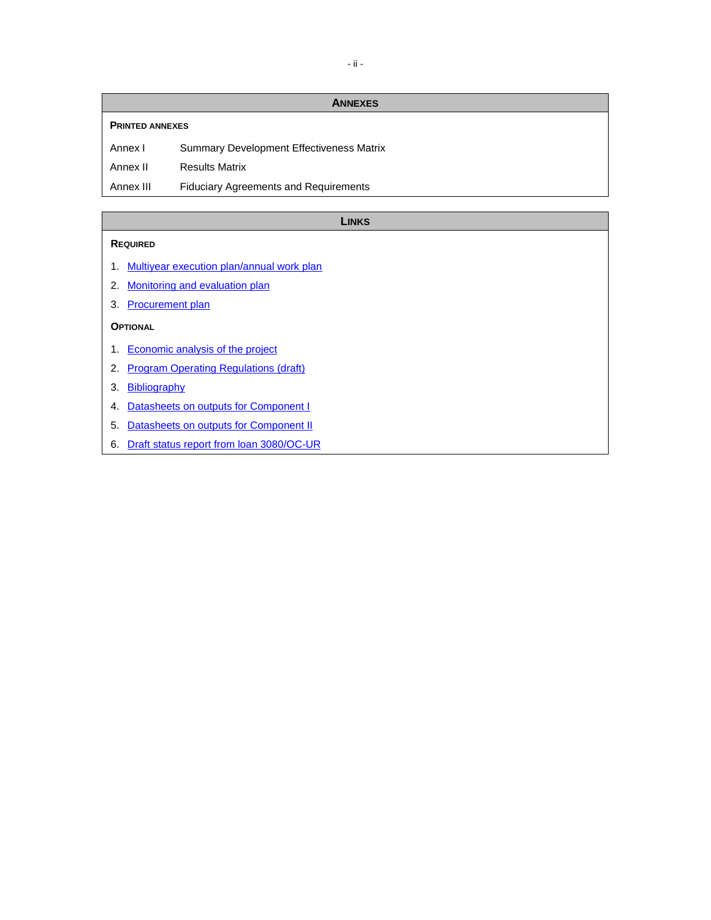## ANNEXES

**PRINTED ANNEXES**

| | |
|---|---|
| Annex I | Summary Development Effectiveness Matrix |
| Annex II | Results Matrix |
| Annex III | Fiduciary Agreements and Requirements |

## LINKS

**REQUIRED**

1. Multiyear execution plan/annual work plan
2. Monitoring and evaluation plan
3. Procurement plan

**OPTIONAL**

1. Economic analysis of the project
2. Program Operating Regulations (draft)
3. Bibliography
4. Datasheets on outputs for Component I
5. Datasheets on outputs for Component II
6. Draft status report from loan 3080/OC-UR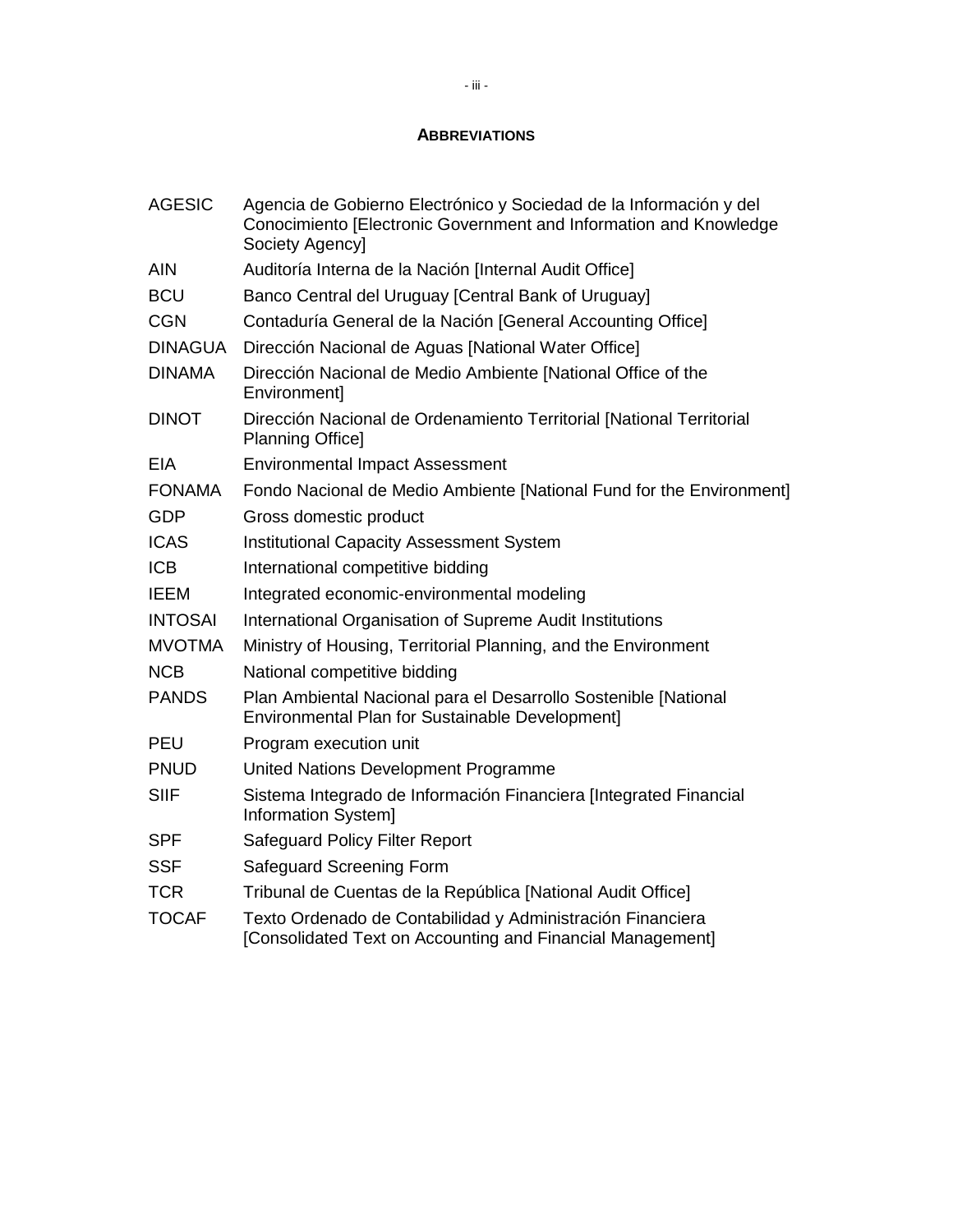## ABBREVIATIONS

| | |
|---|---|
| AGESIC | Agencia de Gobierno Electrónico y Sociedad de la Información y del Conocimiento [Electronic Government and Information and Knowledge Society Agency] |
| AIN | Auditoría Interna de la Nación [Internal Audit Office] |
| BCU | Banco Central del Uruguay [Central Bank of Uruguay] |
| CGN | Contaduría General de la Nación [General Accounting Office] |
| DINAGUA | Dirección Nacional de Aguas [National Water Office] |
| DINAMA | Dirección Nacional de Medio Ambiente [National Office of the Environment] |
| DINOT | Dirección Nacional de Ordenamiento Territorial [National Territorial Planning Office] |
| EIA | Environmental Impact Assessment |
| FONAMA | Fondo Nacional de Medio Ambiente [National Fund for the Environment] |
| GDP | Gross domestic product |
| ICAS | Institutional Capacity Assessment System |
| ICB | International competitive bidding |
| IEEM | Integrated economic-environmental modeling |
| INTOSAI | International Organisation of Supreme Audit Institutions |
| MVOTMA | Ministry of Housing, Territorial Planning, and the Environment |
| NCB | National competitive bidding |
| PANDS | Plan Ambiental Nacional para el Desarrollo Sostenible [National Environmental Plan for Sustainable Development] |
| PEU | Program execution unit |
| PNUD | United Nations Development Programme |
| SIIF | Sistema Integrado de Información Financiera [Integrated Financial Information System] |
| SPF | Safeguard Policy Filter Report |
| SSF | Safeguard Screening Form |
| TCR | Tribunal de Cuentas de la República [National Audit Office] |
| TOCAF | Texto Ordenado de Contabilidad y Administración Financiera [Consolidated Text on Accounting and Financial Management] |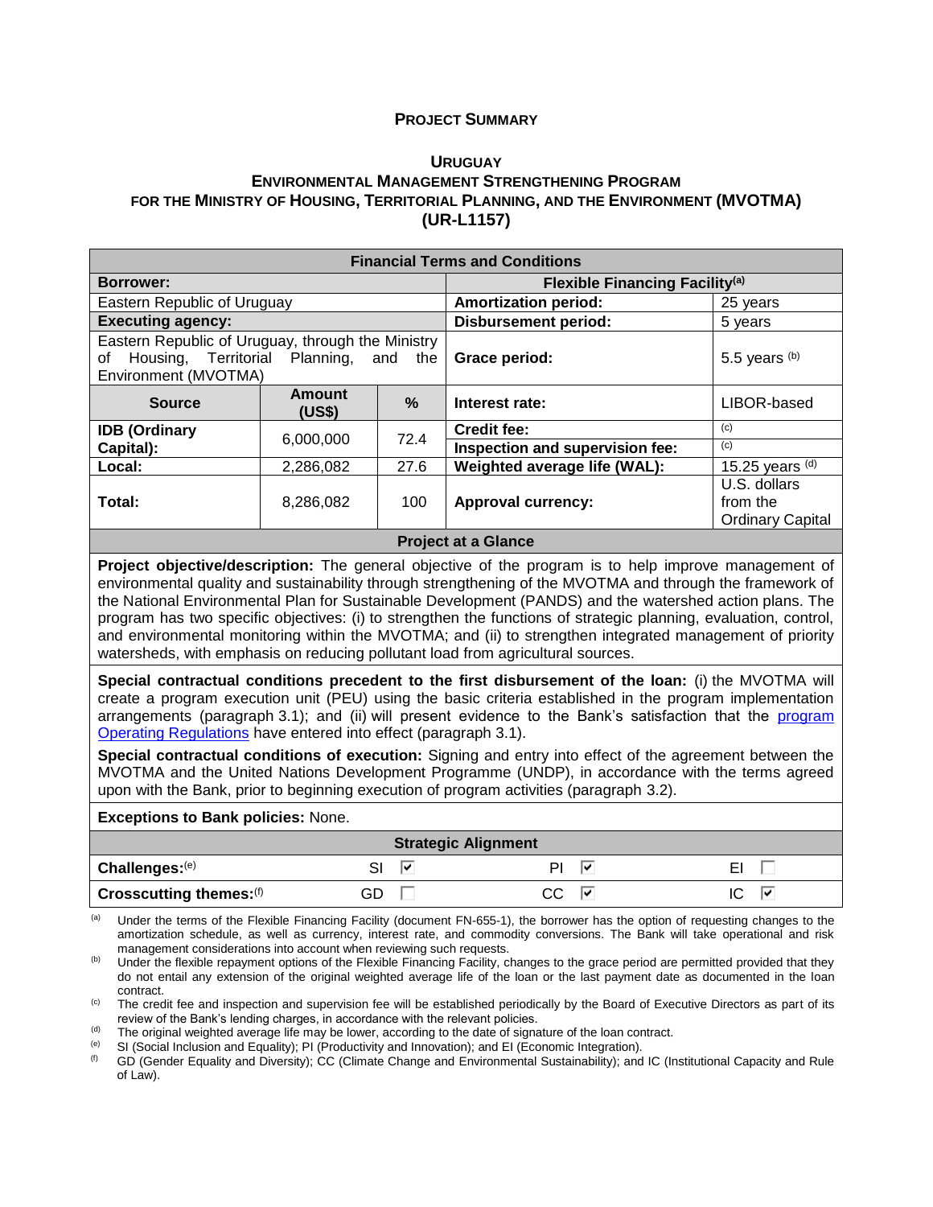# PROJECT SUMMARY

## URUGUAY
## ENVIRONMENTAL MANAGEMENT STRENGTHENING PROGRAM FOR THE MINISTRY OF HOUSING, TERRITORIAL PLANNING, AND THE ENVIRONMENT (MVOTMA)
## (UR-L1157)

| Financial Terms and Conditions | | | | |
|---|---|---|---|---|
| **Borrower:** | | | **Flexible Financing Facility[a]** | |
| Eastern Republic of Uruguay | | | **Amortization period:** | 25 years |
| **Executing agency:** | | | **Disbursement period:** | 5 years |
| Eastern Republic of Uruguay, through the Ministry of Housing, Territorial Planning, and the Environment (MVOTMA) | | | **Grace period:** | 5.5 years [b] |
| **Source** | **Amount (US$)** | **%** | **Interest rate:** | LIBOR-based |
| **IDB (Ordinary Capital):** | 6,000,000 | 72.4 | **Credit fee:** | [c] |
| | | | **Inspection and supervision fee:** | [c] |
| **Local:** | 2,286,082 | 27.6 | **Weighted average life (WAL):** | 15.25 years [d] |
| **Total:** | 8,286,082 | 100 | **Approval currency:** | U.S. dollars from the Ordinary Capital |

**Project at a Glance**

**Project objective/description:** The general objective of the program is to help improve management of environmental quality and sustainability through strengthening of the MVOTMA and through the framework of the National Environmental Plan for Sustainable Development (PANDS) and the watershed action plans. The program has two specific objectives: (i) to strengthen the functions of strategic planning, evaluation, control, and environmental monitoring within the MVOTMA; and (ii) to strengthen integrated management of priority watersheds, with emphasis on reducing pollutant load from agricultural sources.

**Special contractual conditions precedent to the first disbursement of the loan:** (i) the MVOTMA will create a program execution unit (PEU) using the basic criteria established in the program implementation arrangements (paragraph 3.1); and (ii) will present evidence to the Bank's satisfaction that the program Operating Regulations have entered into effect (paragraph 3.1).

**Special contractual conditions of execution:** Signing and entry into effect of the agreement between the MVOTMA and the United Nations Development Programme (UNDP), in accordance with the terms agreed upon with the Bank, prior to beginning execution of program activities (paragraph 3.2).

**Exceptions to Bank policies:** None.

| Strategic Alignment | | | |
|---|---|---|---|
| **Challenges:**[e] | SI ☑ | PI ☑ | EI ☐ |
| **Crosscutting themes:**[f] | GD ☐ | CC ☑ | IC ☑ |

[a] Under the terms of the Flexible Financing Facility (document FN-655-1), the borrower has the option of requesting changes to the amortization schedule, as well as currency, interest rate, and commodity conversions. The Bank will take operational and risk management considerations into account when reviewing such requests.

[b] Under the flexible repayment options of the Flexible Financing Facility, changes to the grace period are permitted provided that they do not entail any extension of the original weighted average life of the loan or the last payment date as documented in the loan contract.

[c] The credit fee and inspection and supervision fee will be established periodically by the Board of Executive Directors as part of its review of the Bank's lending charges, in accordance with the relevant policies.

[d] The original weighted average life may be lower, according to the date of signature of the loan contract.

[e] SI (Social Inclusion and Equality); PI (Productivity and Innovation); and EI (Economic Integration).

[f] GD (Gender Equality and Diversity); CC (Climate Change and Environmental Sustainability); and IC (Institutional Capacity and Rule of Law).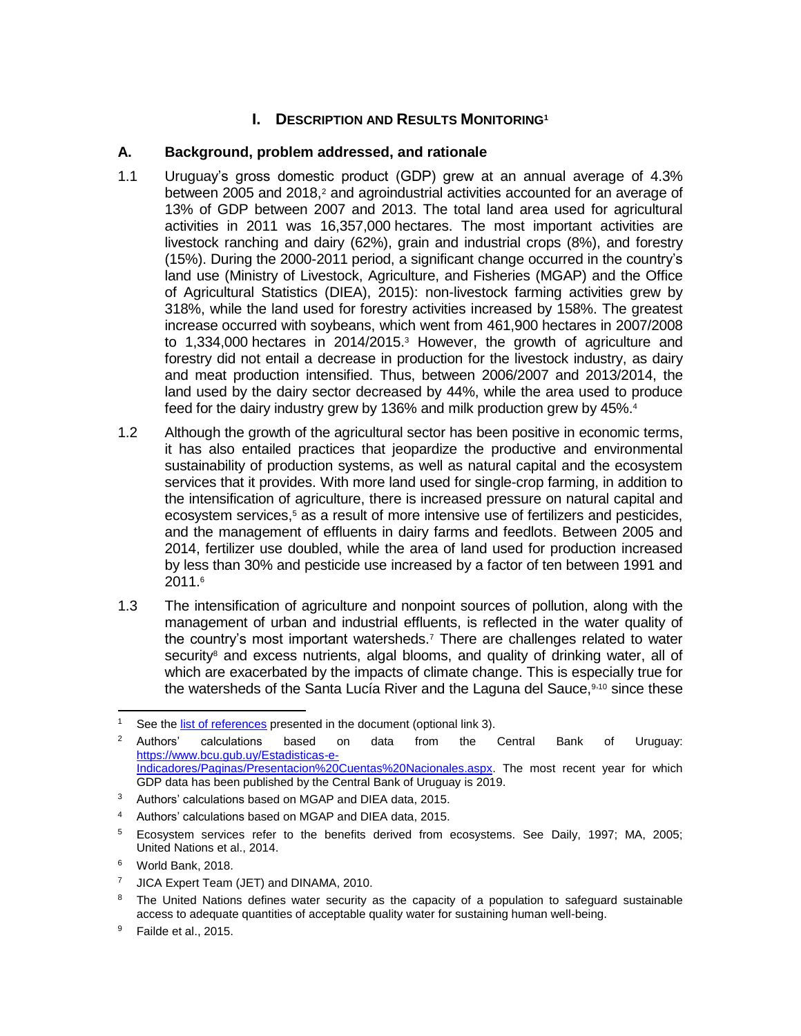# I. Description and Results Monitoring[1]

## A. Background, problem addressed, and rationale

1.1 Uruguay's gross domestic product (GDP) grew at an annual average of 4.3% between 2005 and 2018,[2] and agroindustrial activities accounted for an average of 13% of GDP between 2007 and 2013. The total land area used for agricultural activities in 2011 was 16,357,000 hectares. The most important activities are livestock ranching and dairy (62%), grain and industrial crops (8%), and forestry (15%). During the 2000-2011 period, a significant change occurred in the country's land use (Ministry of Livestock, Agriculture, and Fisheries (MGAP) and the Office of Agricultural Statistics (DIEA), 2015): non-livestock farming activities grew by 318%, while the land used for forestry activities increased by 158%. The greatest increase occurred with soybeans, which went from 461,900 hectares in 2007/2008 to 1,334,000 hectares in 2014/2015.[3] However, the growth of agriculture and forestry did not entail a decrease in production for the livestock industry, as dairy and meat production intensified. Thus, between 2006/2007 and 2013/2014, the land used by the dairy sector decreased by 44%, while the area used to produce feed for the dairy industry grew by 136% and milk production grew by 45%.[4]

1.2 Although the growth of the agricultural sector has been positive in economic terms, it has also entailed practices that jeopardize the productive and environmental sustainability of production systems, as well as natural capital and the ecosystem services that it provides. With more land used for single-crop farming, in addition to the intensification of agriculture, there is increased pressure on natural capital and ecosystem services,[5] as a result of more intensive use of fertilizers and pesticides, and the management of effluents in dairy farms and feedlots. Between 2005 and 2014, fertilizer use doubled, while the area of land used for production increased by less than 30% and pesticide use increased by a factor of ten between 1991 and 2011.[6]

1.3 The intensification of agriculture and nonpoint sources of pollution, along with the management of urban and industrial effluents, is reflected in the water quality of the country's most important watersheds.[7] There are challenges related to water security[8] and excess nutrients, algal blooms, and quality of drinking water, all of which are exacerbated by the impacts of climate change. This is especially true for the watersheds of the Santa Lucía River and the Laguna del Sauce,[9,10] since these

---

[1] See the [list of references](list of references) presented in the document (optional link 3).

[2] Authors' calculations based on data from the Central Bank of Uruguay: [https://www.bcu.gub.uy/Estadisticas-e-Indicadores/Paginas/Presentacion%20Cuentas%20Nacionales.aspx](https://www.bcu.gub.uy/Estadisticas-e-Indicadores/Paginas/Presentacion%20Cuentas%20Nacionales.aspx). The most recent year for which GDP data has been published by the Central Bank of Uruguay is 2019.

[3] Authors' calculations based on MGAP and DIEA data, 2015.

[4] Authors' calculations based on MGAP and DIEA data, 2015.

[5] Ecosystem services refer to the benefits derived from ecosystems. See Daily, 1997; MA, 2005; United Nations et al., 2014.

[6] World Bank, 2018.

[7] JICA Expert Team (JET) and DINAMA, 2010.

[8] The United Nations defines water security as the capacity of a population to safeguard sustainable access to adequate quantities of acceptable quality water for sustaining human well-being.

[9] Failde et al., 2015.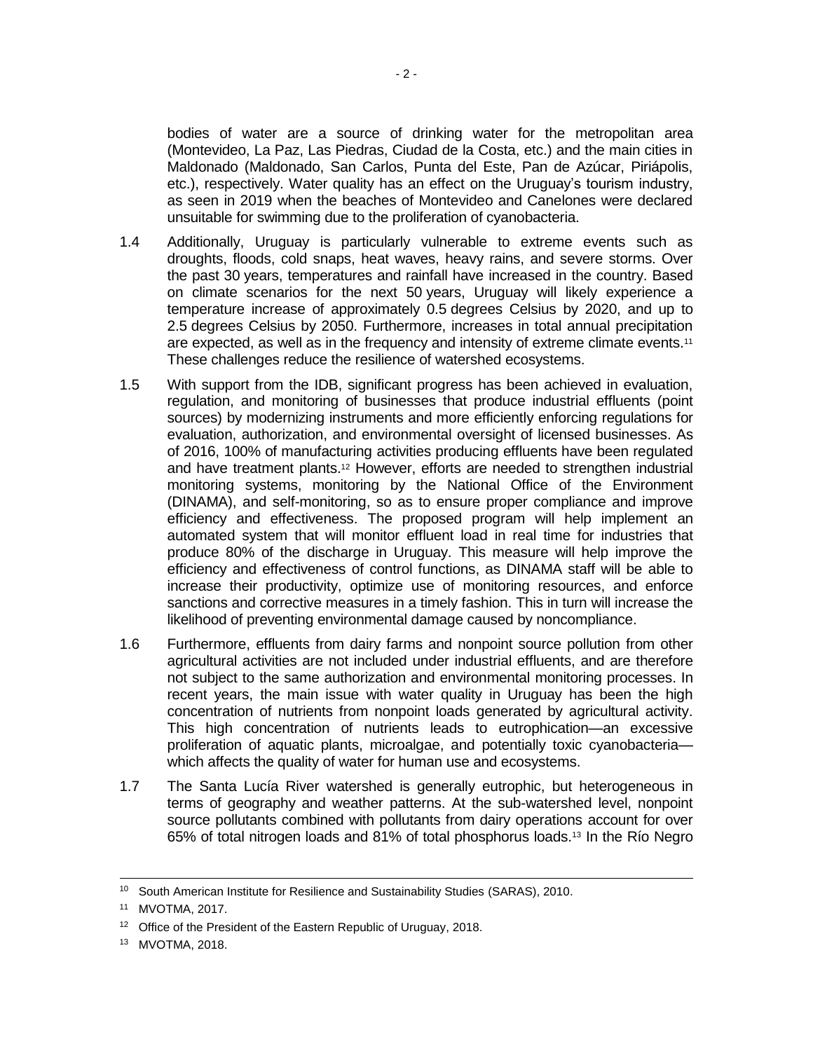bodies of water are a source of drinking water for the metropolitan area (Montevideo, La Paz, Las Piedras, Ciudad de la Costa, etc.) and the main cities in Maldonado (Maldonado, San Carlos, Punta del Este, Pan de Azúcar, Piriápolis, etc.), respectively. Water quality has an effect on the Uruguay's tourism industry, as seen in 2019 when the beaches of Montevideo and Canelones were declared unsuitable for swimming due to the proliferation of cyanobacteria.

1.4 Additionally, Uruguay is particularly vulnerable to extreme events such as droughts, floods, cold snaps, heat waves, heavy rains, and severe storms. Over the past 30 years, temperatures and rainfall have increased in the country. Based on climate scenarios for the next 50 years, Uruguay will likely experience a temperature increase of approximately 0.5 degrees Celsius by 2020, and up to 2.5 degrees Celsius by 2050. Furthermore, increases in total annual precipitation are expected, as well as in the frequency and intensity of extreme climate events.[11] These challenges reduce the resilience of watershed ecosystems.

1.5 With support from the IDB, significant progress has been achieved in evaluation, regulation, and monitoring of businesses that produce industrial effluents (point sources) by modernizing instruments and more efficiently enforcing regulations for evaluation, authorization, and environmental oversight of licensed businesses. As of 2016, 100% of manufacturing activities producing effluents have been regulated and have treatment plants.[12] However, efforts are needed to strengthen industrial monitoring systems, monitoring by the National Office of the Environment (DINAMA), and self-monitoring, so as to ensure proper compliance and improve efficiency and effectiveness. The proposed program will help implement an automated system that will monitor effluent load in real time for industries that produce 80% of the discharge in Uruguay. This measure will help improve the efficiency and effectiveness of control functions, as DINAMA staff will be able to increase their productivity, optimize use of monitoring resources, and enforce sanctions and corrective measures in a timely fashion. This in turn will increase the likelihood of preventing environmental damage caused by noncompliance.

1.6 Furthermore, effluents from dairy farms and nonpoint source pollution from other agricultural activities are not included under industrial effluents, and are therefore not subject to the same authorization and environmental monitoring processes. In recent years, the main issue with water quality in Uruguay has been the high concentration of nutrients from nonpoint loads generated by agricultural activity. This high concentration of nutrients leads to eutrophication—an excessive proliferation of aquatic plants, microalgae, and potentially toxic cyanobacteria—which affects the quality of water for human use and ecosystems.

1.7 The Santa Lucía River watershed is generally eutrophic, but heterogeneous in terms of geography and weather patterns. At the sub-watershed level, nonpoint source pollutants combined with pollutants from dairy operations account for over 65% of total nitrogen loads and 81% of total phosphorus loads.[13] In the Río Negro

---

[10] South American Institute for Resilience and Sustainability Studies (SARAS), 2010.

[11] MVOTMA, 2017.

[12] Office of the President of the Eastern Republic of Uruguay, 2018.

[13] MVOTMA, 2018.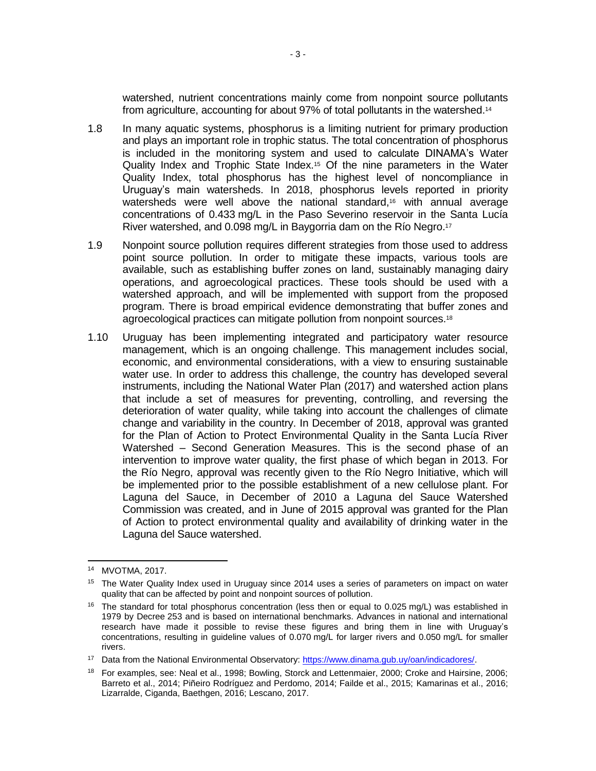watershed, nutrient concentrations mainly come from nonpoint source pollutants from agriculture, accounting for about 97% of total pollutants in the watershed.[14]

1.8 In many aquatic systems, phosphorus is a limiting nutrient for primary production and plays an important role in trophic status. The total concentration of phosphorus is included in the monitoring system and used to calculate DINAMA's Water Quality Index and Trophic State Index.[15] Of the nine parameters in the Water Quality Index, total phosphorus has the highest level of noncompliance in Uruguay's main watersheds. In 2018, phosphorus levels reported in priority watersheds were well above the national standard,[16] with annual average concentrations of 0.433 mg/L in the Paso Severino reservoir in the Santa Lucía River watershed, and 0.098 mg/L in Baygorria dam on the Río Negro.[17]

1.9 Nonpoint source pollution requires different strategies from those used to address point source pollution. In order to mitigate these impacts, various tools are available, such as establishing buffer zones on land, sustainably managing dairy operations, and agroecological practices. These tools should be used with a watershed approach, and will be implemented with support from the proposed program. There is broad empirical evidence demonstrating that buffer zones and agroecological practices can mitigate pollution from nonpoint sources.[18]

1.10 Uruguay has been implementing integrated and participatory water resource management, which is an ongoing challenge. This management includes social, economic, and environmental considerations, with a view to ensuring sustainable water use. In order to address this challenge, the country has developed several instruments, including the National Water Plan (2017) and watershed action plans that include a set of measures for preventing, controlling, and reversing the deterioration of water quality, while taking into account the challenges of climate change and variability in the country. In December of 2018, approval was granted for the Plan of Action to Protect Environmental Quality in the Santa Lucía River Watershed – Second Generation Measures. This is the second phase of an intervention to improve water quality, the first phase of which began in 2013. For the Río Negro, approval was recently given to the Río Negro Initiative, which will be implemented prior to the possible establishment of a new cellulose plant. For Laguna del Sauce, in December of 2010 a Laguna del Sauce Watershed Commission was created, and in June of 2015 approval was granted for the Plan of Action to protect environmental quality and availability of drinking water in the Laguna del Sauce watershed.

---

[14] MVOTMA, 2017.

[15] The Water Quality Index used in Uruguay since 2014 uses a series of parameters on impact on water quality that can be affected by point and nonpoint sources of pollution.

[16] The standard for total phosphorus concentration (less then or equal to 0.025 mg/L) was established in 1979 by Decree 253 and is based on international benchmarks. Advances in national and international research have made it possible to revise these figures and bring them in line with Uruguay's concentrations, resulting in guideline values of 0.070 mg/L for larger rivers and 0.050 mg/L for smaller rivers.

[17] Data from the National Environmental Observatory: https://www.dinama.gub.uy/oan/indicadores/.

[18] For examples, see: Neal et al., 1998; Bowling, Storck and Lettenmaier, 2000; Croke and Hairsine, 2006; Barreto et al., 2014; Piñeiro Rodríguez and Perdomo, 2014; Failde et al., 2015; Kamarinas et al., 2016; Lizarralde, Ciganda, Baethgen, 2016; Lescano, 2017.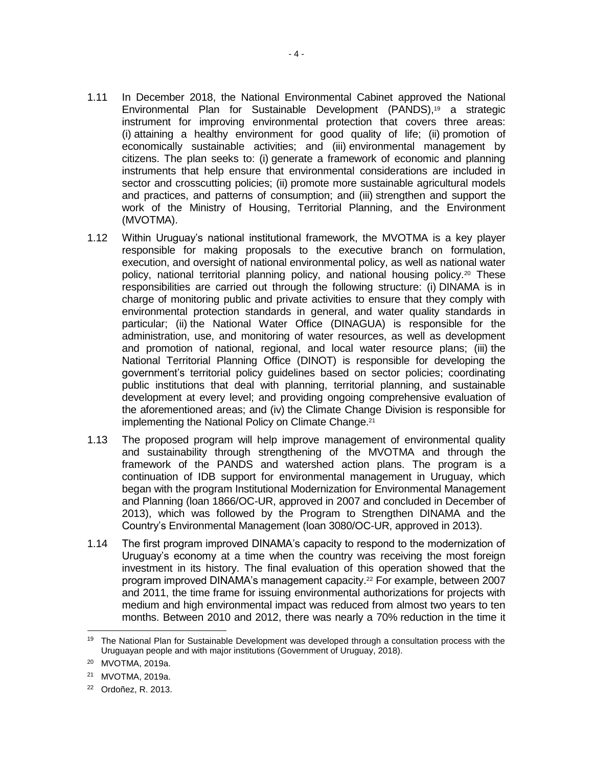1.11 In December 2018, the National Environmental Cabinet approved the National Environmental Plan for Sustainable Development (PANDS),[19] a strategic instrument for improving environmental protection that covers three areas: (i) attaining a healthy environment for good quality of life; (ii) promotion of economically sustainable activities; and (iii) environmental management by citizens. The plan seeks to: (i) generate a framework of economic and planning instruments that help ensure that environmental considerations are included in sector and crosscutting policies; (ii) promote more sustainable agricultural models and practices, and patterns of consumption; and (iii) strengthen and support the work of the Ministry of Housing, Territorial Planning, and the Environment (MVOTMA).

1.12 Within Uruguay's national institutional framework, the MVOTMA is a key player responsible for making proposals to the executive branch on formulation, execution, and oversight of national environmental policy, as well as national water policy, national territorial planning policy, and national housing policy.[20] These responsibilities are carried out through the following structure: (i) DINAMA is in charge of monitoring public and private activities to ensure that they comply with environmental protection standards in general, and water quality standards in particular; (ii) the National Water Office (DINAGUA) is responsible for the administration, use, and monitoring of water resources, as well as development and promotion of national, regional, and local water resource plans; (iii) the National Territorial Planning Office (DINOT) is responsible for developing the government's territorial policy guidelines based on sector policies; coordinating public institutions that deal with planning, territorial planning, and sustainable development at every level; and providing ongoing comprehensive evaluation of the aforementioned areas; and (iv) the Climate Change Division is responsible for implementing the National Policy on Climate Change.[21]

1.13 The proposed program will help improve management of environmental quality and sustainability through strengthening of the MVOTMA and through the framework of the PANDS and watershed action plans. The program is a continuation of IDB support for environmental management in Uruguay, which began with the program Institutional Modernization for Environmental Management and Planning (loan 1866/OC-UR, approved in 2007 and concluded in December of 2013), which was followed by the Program to Strengthen DINAMA and the Country's Environmental Management (loan 3080/OC-UR, approved in 2013).

1.14 The first program improved DINAMA's capacity to respond to the modernization of Uruguay's economy at a time when the country was receiving the most foreign investment in its history. The final evaluation of this operation showed that the program improved DINAMA's management capacity.[22] For example, between 2007 and 2011, the time frame for issuing environmental authorizations for projects with medium and high environmental impact was reduced from almost two years to ten months. Between 2010 and 2012, there was nearly a 70% reduction in the time it

---

[19] The National Plan for Sustainable Development was developed through a consultation process with the Uruguayan people and with major institutions (Government of Uruguay, 2018).

[20] MVOTMA, 2019a.

[21] MVOTMA, 2019a.

[22] Ordoñez, R. 2013.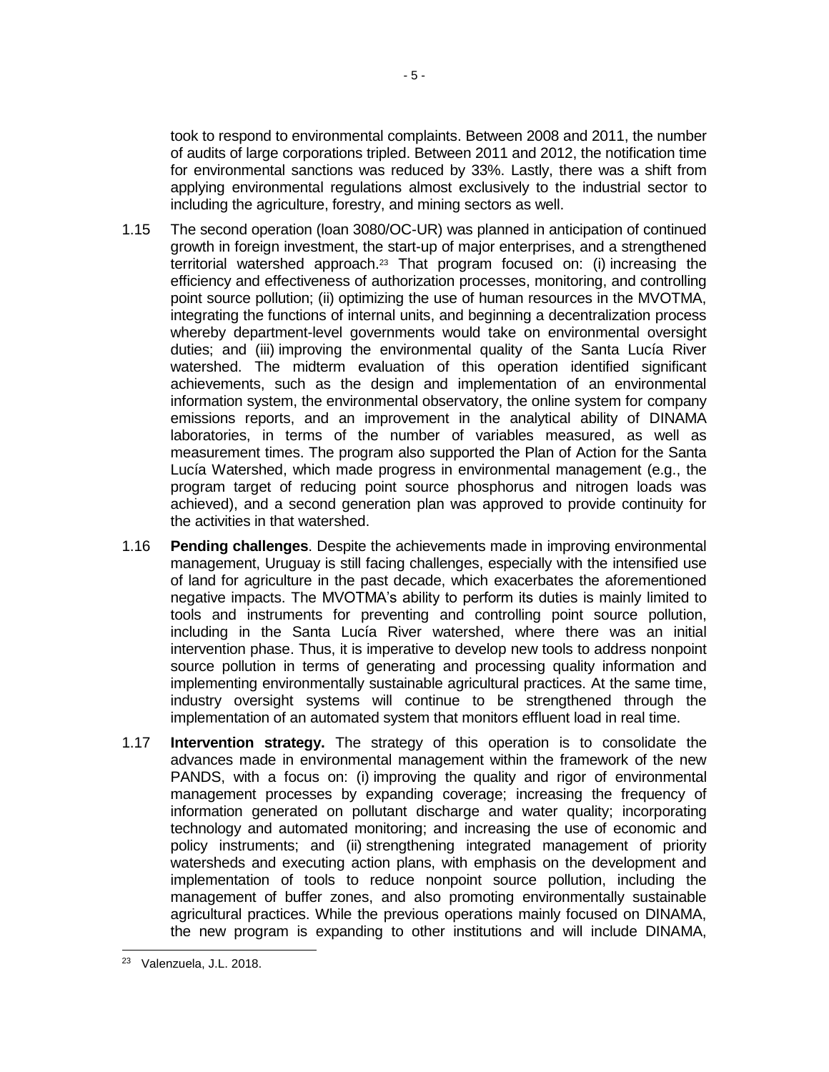took to respond to environmental complaints. Between 2008 and 2011, the number of audits of large corporations tripled. Between 2011 and 2012, the notification time for environmental sanctions was reduced by 33%. Lastly, there was a shift from applying environmental regulations almost exclusively to the industrial sector to including the agriculture, forestry, and mining sectors as well.

1.15 The second operation (loan 3080/OC-UR) was planned in anticipation of continued growth in foreign investment, the start-up of major enterprises, and a strengthened territorial watershed approach.[23] That program focused on: (i) increasing the efficiency and effectiveness of authorization processes, monitoring, and controlling point source pollution; (ii) optimizing the use of human resources in the MVOTMA, integrating the functions of internal units, and beginning a decentralization process whereby department-level governments would take on environmental oversight duties; and (iii) improving the environmental quality of the Santa Lucía River watershed. The midterm evaluation of this operation identified significant achievements, such as the design and implementation of an environmental information system, the environmental observatory, the online system for company emissions reports, and an improvement in the analytical ability of DINAMA laboratories, in terms of the number of variables measured, as well as measurement times. The program also supported the Plan of Action for the Santa Lucía Watershed, which made progress in environmental management (e.g., the program target of reducing point source phosphorus and nitrogen loads was achieved), and a second generation plan was approved to provide continuity for the activities in that watershed.

1.16 **Pending challenges**. Despite the achievements made in improving environmental management, Uruguay is still facing challenges, especially with the intensified use of land for agriculture in the past decade, which exacerbates the aforementioned negative impacts. The MVOTMA's ability to perform its duties is mainly limited to tools and instruments for preventing and controlling point source pollution, including in the Santa Lucía River watershed, where there was an initial intervention phase. Thus, it is imperative to develop new tools to address nonpoint source pollution in terms of generating and processing quality information and implementing environmentally sustainable agricultural practices. At the same time, industry oversight systems will continue to be strengthened through the implementation of an automated system that monitors effluent load in real time.

1.17 **Intervention strategy.** The strategy of this operation is to consolidate the advances made in environmental management within the framework of the new PANDS, with a focus on: (i) improving the quality and rigor of environmental management processes by expanding coverage; increasing the frequency of information generated on pollutant discharge and water quality; incorporating technology and automated monitoring; and increasing the use of economic and policy instruments; and (ii) strengthening integrated management of priority watersheds and executing action plans, with emphasis on the development and implementation of tools to reduce nonpoint source pollution, including the management of buffer zones, and also promoting environmentally sustainable agricultural practices. While the previous operations mainly focused on DINAMA, the new program is expanding to other institutions and will include DINAMA,

---

[23] Valenzuela, J.L. 2018.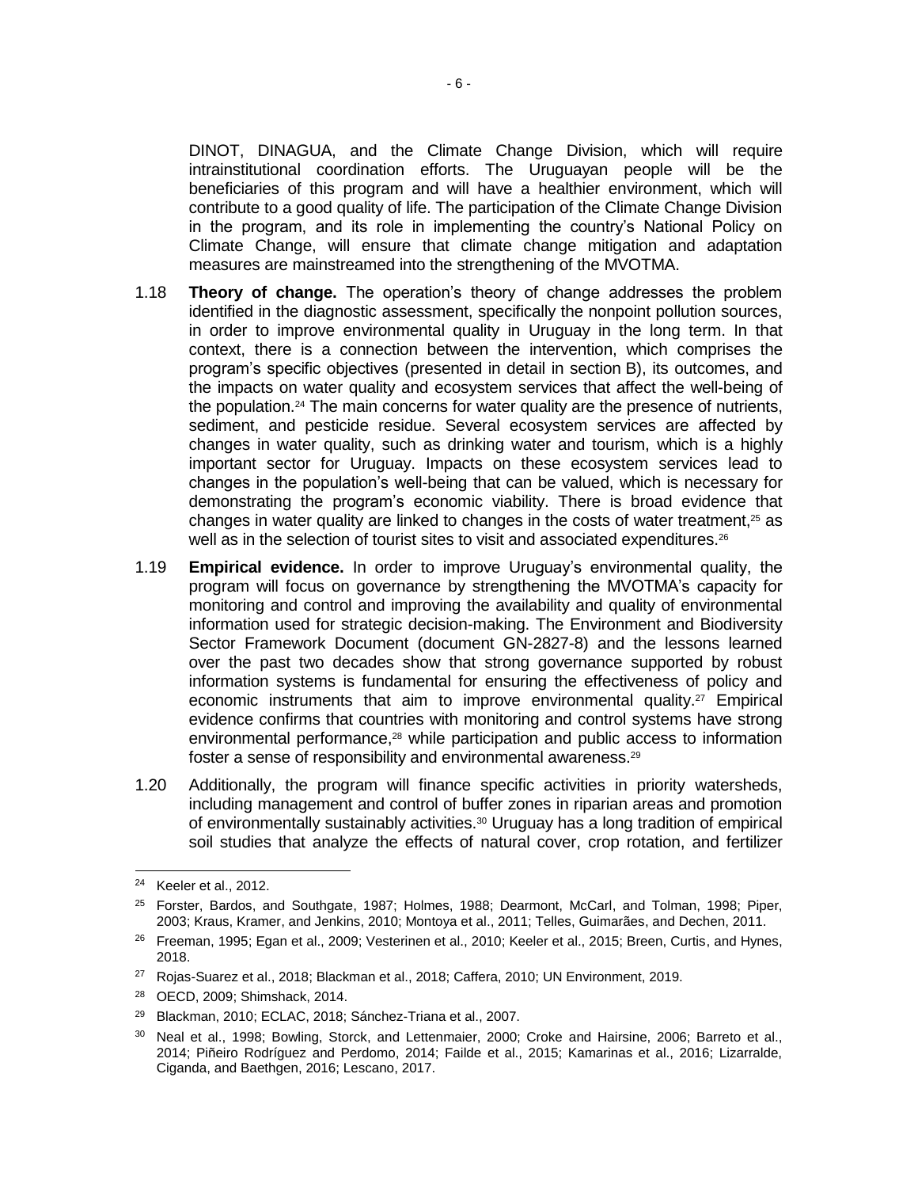DINOT, DINAGUA, and the Climate Change Division, which will require intrainstitutional coordination efforts. The Uruguayan people will be the beneficiaries of this program and will have a healthier environment, which will contribute to a good quality of life. The participation of the Climate Change Division in the program, and its role in implementing the country's National Policy on Climate Change, will ensure that climate change mitigation and adaptation measures are mainstreamed into the strengthening of the MVOTMA.

1.18 **Theory of change.** The operation's theory of change addresses the problem identified in the diagnostic assessment, specifically the nonpoint pollution sources, in order to improve environmental quality in Uruguay in the long term. In that context, there is a connection between the intervention, which comprises the program's specific objectives (presented in detail in section B), its outcomes, and the impacts on water quality and ecosystem services that affect the well-being of the population.[24] The main concerns for water quality are the presence of nutrients, sediment, and pesticide residue. Several ecosystem services are affected by changes in water quality, such as drinking water and tourism, which is a highly important sector for Uruguay. Impacts on these ecosystem services lead to changes in the population's well-being that can be valued, which is necessary for demonstrating the program's economic viability. There is broad evidence that changes in water quality are linked to changes in the costs of water treatment,[25] as well as in the selection of tourist sites to visit and associated expenditures.[26]

1.19 **Empirical evidence.** In order to improve Uruguay's environmental quality, the program will focus on governance by strengthening the MVOTMA's capacity for monitoring and control and improving the availability and quality of environmental information used for strategic decision-making. The Environment and Biodiversity Sector Framework Document (document GN-2827-8) and the lessons learned over the past two decades show that strong governance supported by robust information systems is fundamental for ensuring the effectiveness of policy and economic instruments that aim to improve environmental quality.[27] Empirical evidence confirms that countries with monitoring and control systems have strong environmental performance,[28] while participation and public access to information foster a sense of responsibility and environmental awareness.[29]

1.20 Additionally, the program will finance specific activities in priority watersheds, including management and control of buffer zones in riparian areas and promotion of environmentally sustainably activities.[30] Uruguay has a long tradition of empirical soil studies that analyze the effects of natural cover, crop rotation, and fertilizer

---

[24] Keeler et al., 2012.

[25] Forster, Bardos, and Southgate, 1987; Holmes, 1988; Dearmont, McCarl, and Tolman, 1998; Piper, 2003; Kraus, Kramer, and Jenkins, 2010; Montoya et al., 2011; Telles, Guimarães, and Dechen, 2011.

[26] Freeman, 1995; Egan et al., 2009; Vesterinen et al., 2010; Keeler et al., 2015; Breen, Curtis, and Hynes, 2018.

[27] Rojas-Suarez et al., 2018; Blackman et al., 2018; Caffera, 2010; UN Environment, 2019.

[28] OECD, 2009; Shimshack, 2014.

[29] Blackman, 2010; ECLAC, 2018; Sánchez-Triana et al., 2007.

[30] Neal et al., 1998; Bowling, Storck, and Lettenmaier, 2000; Croke and Hairsine, 2006; Barreto et al., 2014; Piñeiro Rodríguez and Perdomo, 2014; Failde et al., 2015; Kamarinas et al., 2016; Lizarralde, Ciganda, and Baethgen, 2016; Lescano, 2017.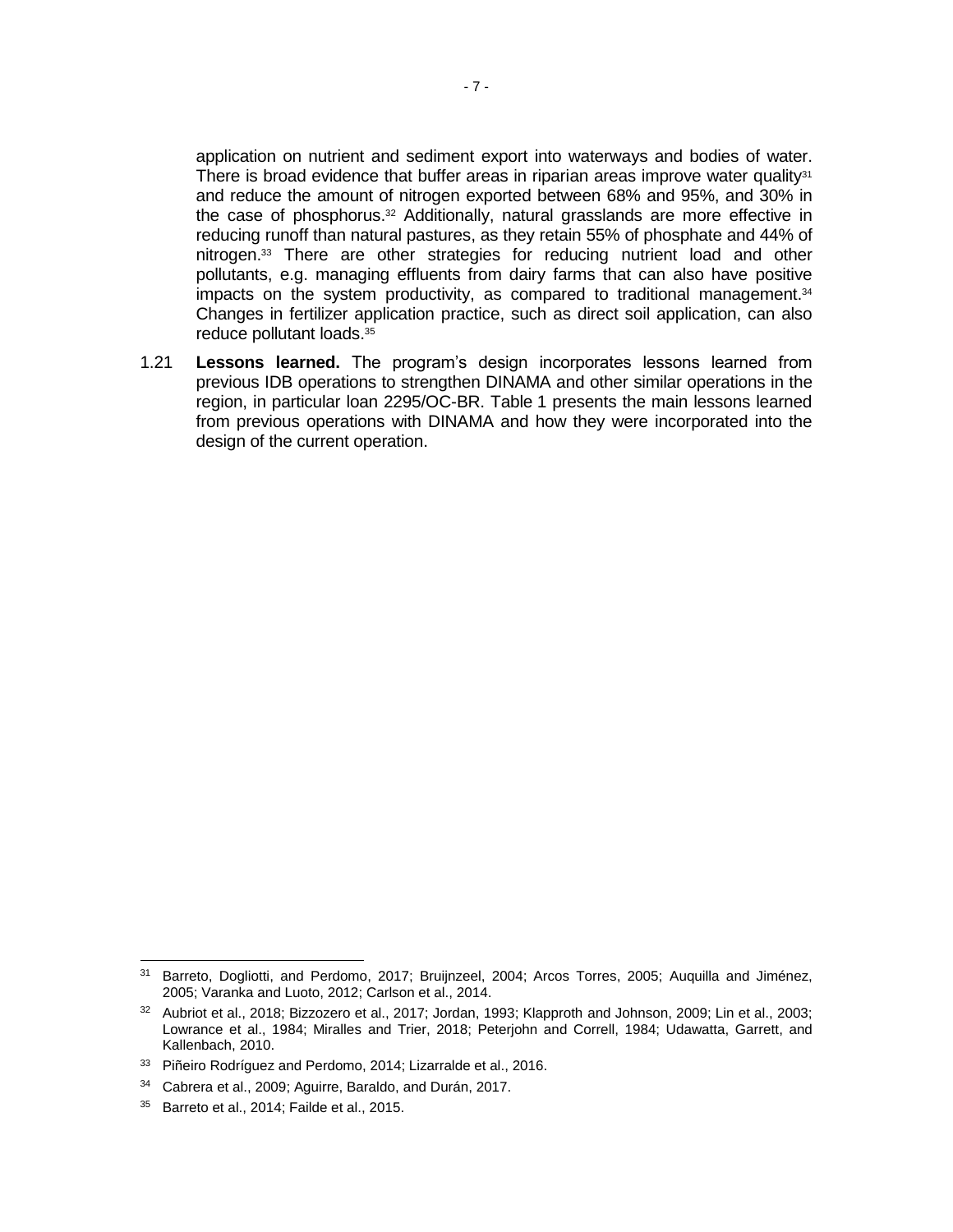application on nutrient and sediment export into waterways and bodies of water. There is broad evidence that buffer areas in riparian areas improve water quality[31] and reduce the amount of nitrogen exported between 68% and 95%, and 30% in the case of phosphorus.[32] Additionally, natural grasslands are more effective in reducing runoff than natural pastures, as they retain 55% of phosphate and 44% of nitrogen.[33] There are other strategies for reducing nutrient load and other pollutants, e.g. managing effluents from dairy farms that can also have positive impacts on the system productivity, as compared to traditional management.[34] Changes in fertilizer application practice, such as direct soil application, can also reduce pollutant loads.[35]

1.21 **Lessons learned.** The program's design incorporates lessons learned from previous IDB operations to strengthen DINAMA and other similar operations in the region, in particular loan 2295/OC-BR. Table 1 presents the main lessons learned from previous operations with DINAMA and how they were incorporated into the design of the current operation.

---

[31] Barreto, Dogliotti, and Perdomo, 2017; Bruijnzeel, 2004; Arcos Torres, 2005; Auquilla and Jiménez, 2005; Varanka and Luoto, 2012; Carlson et al., 2014.

[32] Aubriot et al., 2018; Bizzozero et al., 2017; Jordan, 1993; Klapproth and Johnson, 2009; Lin et al., 2003; Lowrance et al., 1984; Miralles and Trier, 2018; Peterjohn and Correll, 1984; Udawatta, Garrett, and Kallenbach, 2010.

[33] Piñeiro Rodríguez and Perdomo, 2014; Lizarralde et al., 2016.

[34] Cabrera et al., 2009; Aguirre, Baraldo, and Durán, 2017.

[35] Barreto et al., 2014; Failde et al., 2015.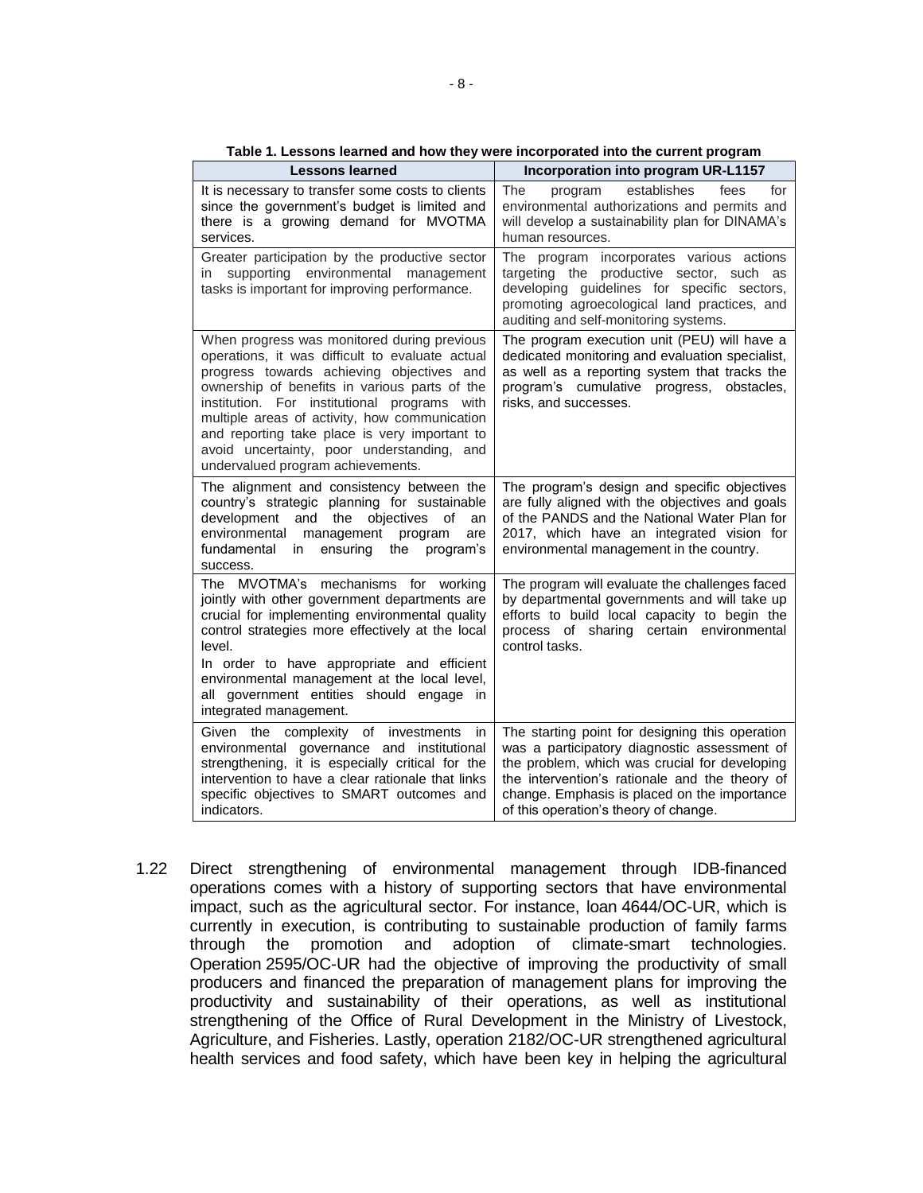**Table 1. Lessons learned and how they were incorporated into the current program**

| Lessons learned | Incorporation into program UR-L1157 |
|---|---|
| It is necessary to transfer some costs to clients since the government's budget is limited and there is a growing demand for MVOTMA services. | The program establishes fees for environmental authorizations and permits and will develop a sustainability plan for DINAMA's human resources. |
| Greater participation by the productive sector in supporting environmental management tasks is important for improving performance. | The program incorporates various actions targeting the productive sector, such as developing guidelines for specific sectors, promoting agroecological land practices, and auditing and self-monitoring systems. |
| When progress was monitored during previous operations, it was difficult to evaluate actual progress towards achieving objectives and ownership of benefits in various parts of the institution. For institutional programs with multiple areas of activity, how communication and reporting take place is very important to avoid uncertainty, poor understanding, and undervalued program achievements. | The program execution unit (PEU) will have a dedicated monitoring and evaluation specialist, as well as a reporting system that tracks the program's cumulative progress, obstacles, risks, and successes. |
| The alignment and consistency between the country's strategic planning for sustainable development and the objectives of an environmental management program are fundamental in ensuring the program's success. | The program's design and specific objectives are fully aligned with the objectives and goals of the PANDS and the National Water Plan for 2017, which have an integrated vision for environmental management in the country. |
| The MVOTMA's mechanisms for working jointly with other government departments are crucial for implementing environmental quality control strategies more effectively at the local level.<br>In order to have appropriate and efficient environmental management at the local level, all government entities should engage in integrated management. | The program will evaluate the challenges faced by departmental governments and will take up efforts to build local capacity to begin the process of sharing certain environmental control tasks. |
| Given the complexity of investments in environmental governance and institutional strengthening, it is especially critical for the intervention to have a clear rationale that links specific objectives to SMART outcomes and indicators. | The starting point for designing this operation was a participatory diagnostic assessment of the problem, which was crucial for developing the intervention's rationale and the theory of change. Emphasis is placed on the importance of this operation's theory of change. |

1.22 Direct strengthening of environmental management through IDB-financed operations comes with a history of supporting sectors that have environmental impact, such as the agricultural sector. For instance, loan 4644/OC-UR, which is currently in execution, is contributing to sustainable production of family farms through the promotion and adoption of climate-smart technologies. Operation 2595/OC-UR had the objective of improving the productivity of small producers and financed the preparation of management plans for improving the productivity and sustainability of their operations, as well as institutional strengthening of the Office of Rural Development in the Ministry of Livestock, Agriculture, and Fisheries. Lastly, operation 2182/OC-UR strengthened agricultural health services and food safety, which have been key in helping the agricultural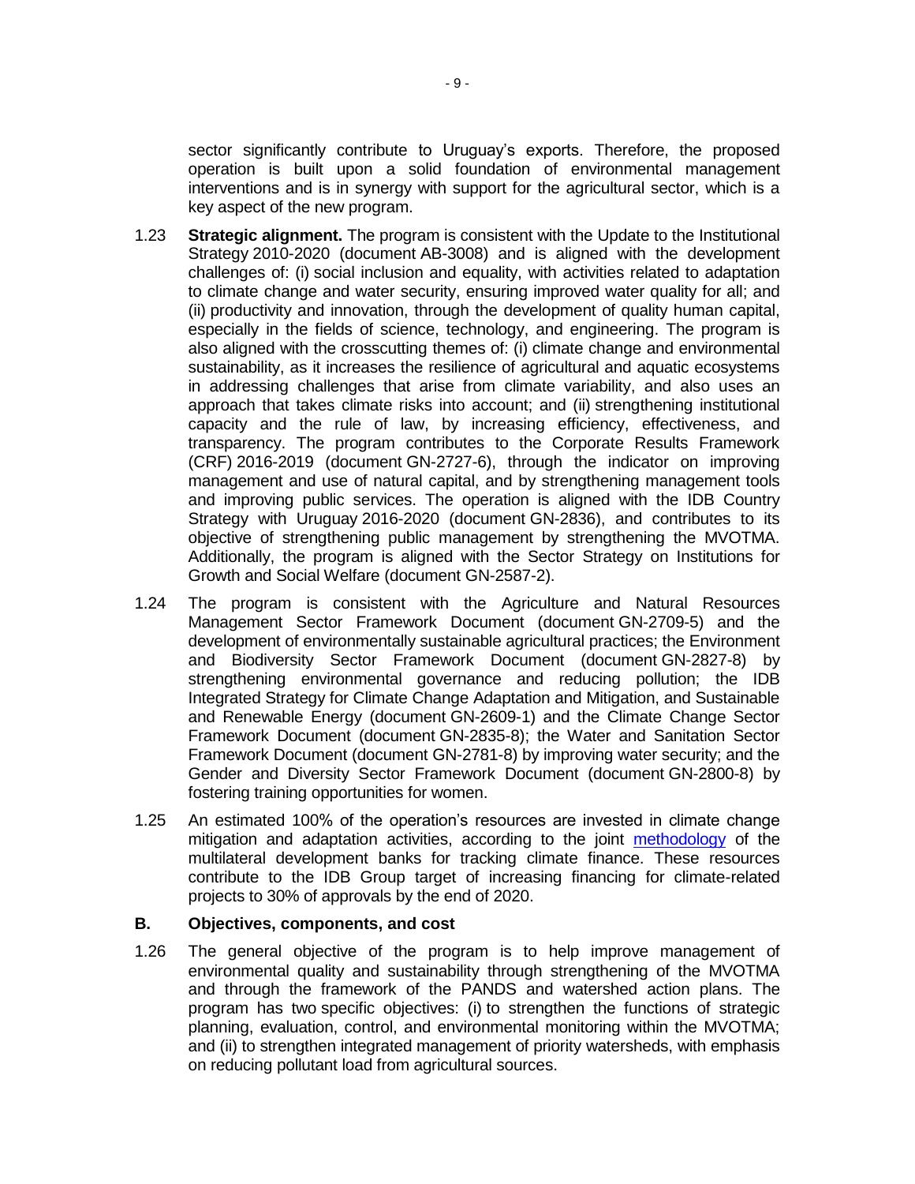sector significantly contribute to Uruguay's exports. Therefore, the proposed operation is built upon a solid foundation of environmental management interventions and is in synergy with support for the agricultural sector, which is a key aspect of the new program.

1.23 **Strategic alignment.** The program is consistent with the Update to the Institutional Strategy 2010-2020 (document AB-3008) and is aligned with the development challenges of: (i) social inclusion and equality, with activities related to adaptation to climate change and water security, ensuring improved water quality for all; and (ii) productivity and innovation, through the development of quality human capital, especially in the fields of science, technology, and engineering. The program is also aligned with the crosscutting themes of: (i) climate change and environmental sustainability, as it increases the resilience of agricultural and aquatic ecosystems in addressing challenges that arise from climate variability, and also uses an approach that takes climate risks into account; and (ii) strengthening institutional capacity and the rule of law, by increasing efficiency, effectiveness, and transparency. The program contributes to the Corporate Results Framework (CRF) 2016-2019 (document GN-2727-6), through the indicator on improving management and use of natural capital, and by strengthening management tools and improving public services. The operation is aligned with the IDB Country Strategy with Uruguay 2016-2020 (document GN-2836), and contributes to its objective of strengthening public management by strengthening the MVOTMA. Additionally, the program is aligned with the Sector Strategy on Institutions for Growth and Social Welfare (document GN-2587-2).

1.24 The program is consistent with the Agriculture and Natural Resources Management Sector Framework Document (document GN-2709-5) and the development of environmentally sustainable agricultural practices; the Environment and Biodiversity Sector Framework Document (document GN-2827-8) by strengthening environmental governance and reducing pollution; the IDB Integrated Strategy for Climate Change Adaptation and Mitigation, and Sustainable and Renewable Energy (document GN-2609-1) and the Climate Change Sector Framework Document (document GN-2835-8); the Water and Sanitation Sector Framework Document (document GN-2781-8) by improving water security; and the Gender and Diversity Sector Framework Document (document GN-2800-8) by fostering training opportunities for women.

1.25 An estimated 100% of the operation's resources are invested in climate change mitigation and adaptation activities, according to the joint methodology of the multilateral development banks for tracking climate finance. These resources contribute to the IDB Group target of increasing financing for climate-related projects to 30% of approvals by the end of 2020.

## B. Objectives, components, and cost

1.26 The general objective of the program is to help improve management of environmental quality and sustainability through strengthening of the MVOTMA and through the framework of the PANDS and watershed action plans. The program has two specific objectives: (i) to strengthen the functions of strategic planning, evaluation, control, and environmental monitoring within the MVOTMA; and (ii) to strengthen integrated management of priority watersheds, with emphasis on reducing pollutant load from agricultural sources.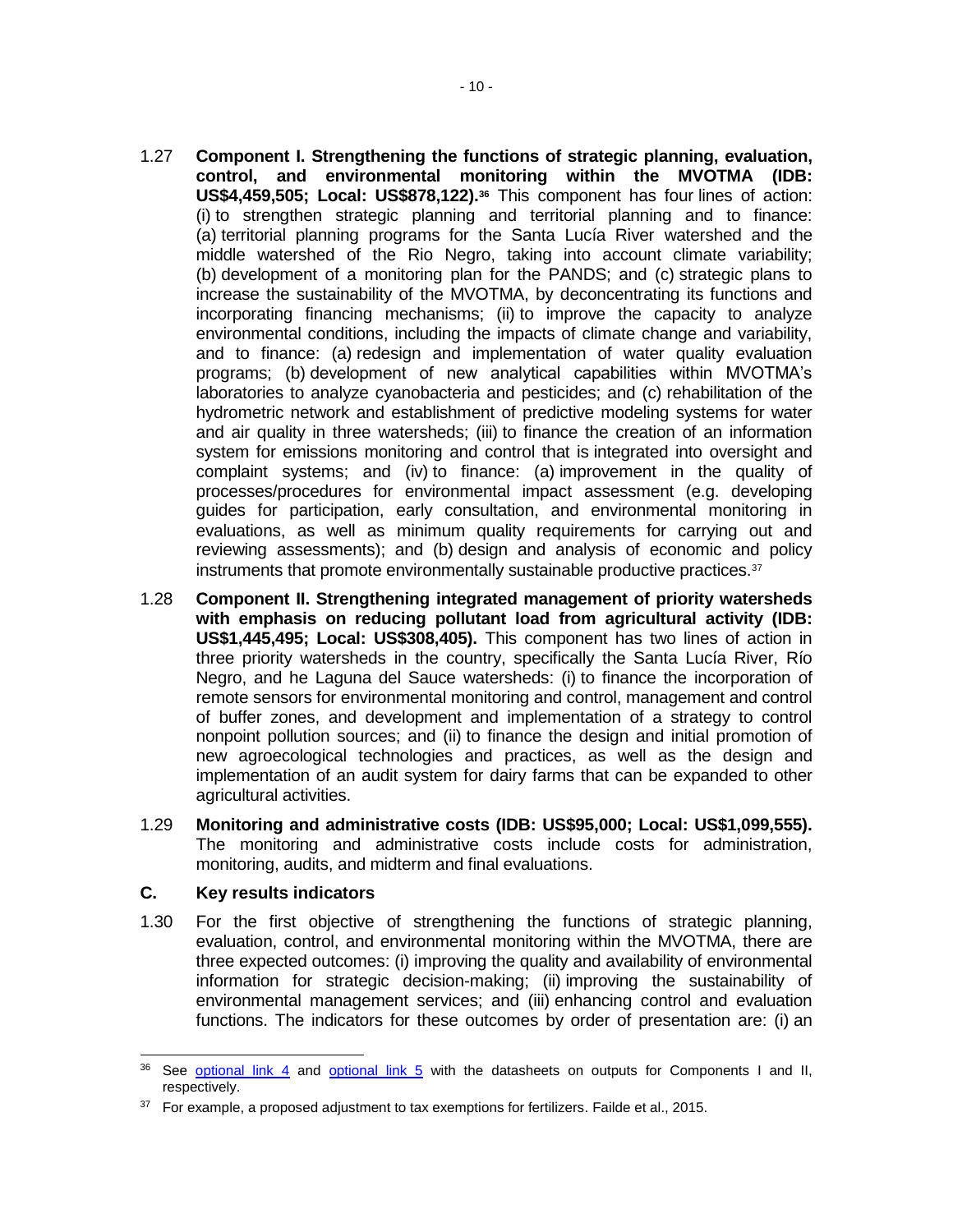1.27 **Component I. Strengthening the functions of strategic planning, evaluation, control, and environmental monitoring within the MVOTMA (IDB: US$4,459,505; Local: US$878,122).**[36] This component has four lines of action: (i) to strengthen strategic planning and territorial planning and to finance: (a) territorial planning programs for the Santa Lucía River watershed and the middle watershed of the Rio Negro, taking into account climate variability; (b) development of a monitoring plan for the PANDS; and (c) strategic plans to increase the sustainability of the MVOTMA, by deconcentrating its functions and incorporating financing mechanisms; (ii) to improve the capacity to analyze environmental conditions, including the impacts of climate change and variability, and to finance: (a) redesign and implementation of water quality evaluation programs; (b) development of new analytical capabilities within MVOTMA's laboratories to analyze cyanobacteria and pesticides; and (c) rehabilitation of the hydrometric network and establishment of predictive modeling systems for water and air quality in three watersheds; (iii) to finance the creation of an information system for emissions monitoring and control that is integrated into oversight and complaint systems; and (iv) to finance: (a) improvement in the quality of processes/procedures for environmental impact assessment (e.g. developing guides for participation, early consultation, and environmental monitoring in evaluations, as well as minimum quality requirements for carrying out and reviewing assessments); and (b) design and analysis of economic and policy instruments that promote environmentally sustainable productive practices.[37]

1.28 **Component II. Strengthening integrated management of priority watersheds with emphasis on reducing pollutant load from agricultural activity (IDB: US$1,445,495; Local: US$308,405).** This component has two lines of action in three priority watersheds in the country, specifically the Santa Lucía River, Río Negro, and he Laguna del Sauce watersheds: (i) to finance the incorporation of remote sensors for environmental monitoring and control, management and control of buffer zones, and development and implementation of a strategy to control nonpoint pollution sources; and (ii) to finance the design and initial promotion of new agroecological technologies and practices, as well as the design and implementation of an audit system for dairy farms that can be expanded to other agricultural activities.

1.29 **Monitoring and administrative costs (IDB: US$95,000; Local: US$1,099,555).** The monitoring and administrative costs include costs for administration, monitoring, audits, and midterm and final evaluations.

### C. Key results indicators

1.30 For the first objective of strengthening the functions of strategic planning, evaluation, control, and environmental monitoring within the MVOTMA, there are three expected outcomes: (i) improving the quality and availability of environmental information for strategic decision-making; (ii) improving the sustainability of environmental management services; and (iii) enhancing control and evaluation functions. The indicators for these outcomes by order of presentation are: (i) an

---

[36] See optional link 4 and optional link 5 with the datasheets on outputs for Components I and II, respectively.

[37] For example, a proposed adjustment to tax exemptions for fertilizers. Failde et al., 2015.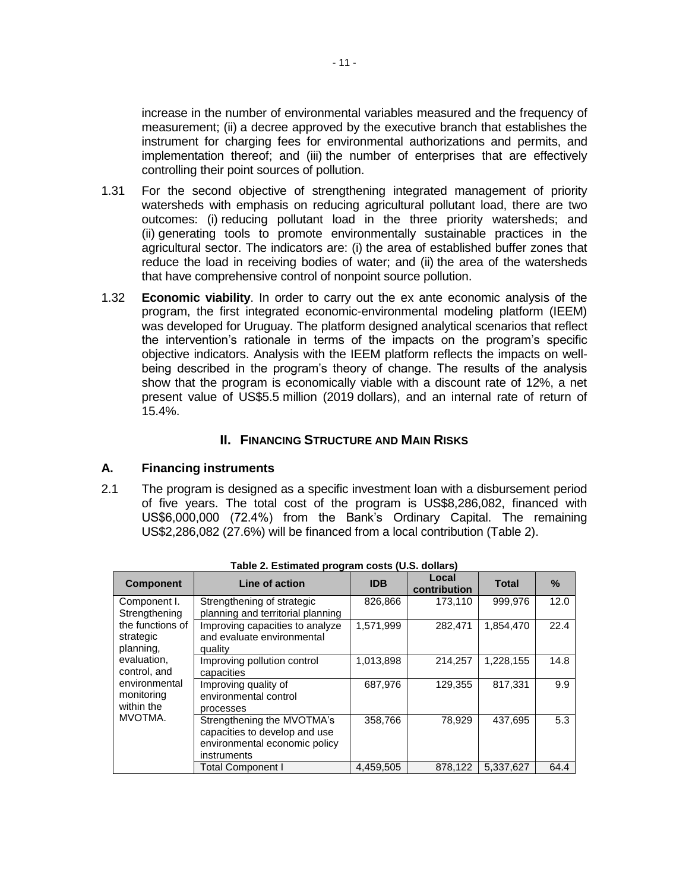increase in the number of environmental variables measured and the frequency of measurement; (ii) a decree approved by the executive branch that establishes the instrument for charging fees for environmental authorizations and permits, and implementation thereof; and (iii) the number of enterprises that are effectively controlling their point sources of pollution.

1.31 For the second objective of strengthening integrated management of priority watersheds with emphasis on reducing agricultural pollutant load, there are two outcomes: (i) reducing pollutant load in the three priority watersheds; and (ii) generating tools to promote environmentally sustainable practices in the agricultural sector. The indicators are: (i) the area of established buffer zones that reduce the load in receiving bodies of water; and (ii) the area of the watersheds that have comprehensive control of nonpoint source pollution.

1.32 **Economic viability**. In order to carry out the ex ante economic analysis of the program, the first integrated economic-environmental modeling platform (IEEM) was developed for Uruguay. The platform designed analytical scenarios that reflect the intervention's rationale in terms of the impacts on the program's specific objective indicators. Analysis with the IEEM platform reflects the impacts on well-being described in the program's theory of change. The results of the analysis show that the program is economically viable with a discount rate of 12%, a net present value of US$5.5 million (2019 dollars), and an internal rate of return of 15.4%.

## II. FINANCING STRUCTURE AND MAIN RISKS

### A. Financing instruments

2.1 The program is designed as a specific investment loan with a disbursement period of five years. The total cost of the program is US$8,286,082, financed with US$6,000,000 (72.4%) from the Bank's Ordinary Capital. The remaining US$2,286,082 (27.6%) will be financed from a local contribution (Table 2).

**Table 2. Estimated program costs (U.S. dollars)**

| Component | Line of action | IDB | Local contribution | Total | % |
|---|---|---|---|---|---|
| Component I. Strengthening the functions of strategic planning, evaluation, control, and environmental monitoring within the MVOTMA. | Strengthening of strategic planning and territorial planning | 826,866 | 173,110 | 999,976 | 12.0 |
| | Improving capacities to analyze and evaluate environmental quality | 1,571,999 | 282,471 | 1,854,470 | 22.4 |
| | Improving pollution control capacities | 1,013,898 | 214,257 | 1,228,155 | 14.8 |
| | Improving quality of environmental control processes | 687,976 | 129,355 | 817,331 | 9.9 |
| | Strengthening the MVOTMA's capacities to develop and use environmental economic policy instruments | 358,766 | 78,929 | 437,695 | 5.3 |
| | Total Component I | 4,459,505 | 878,122 | 5,337,627 | 64.4 |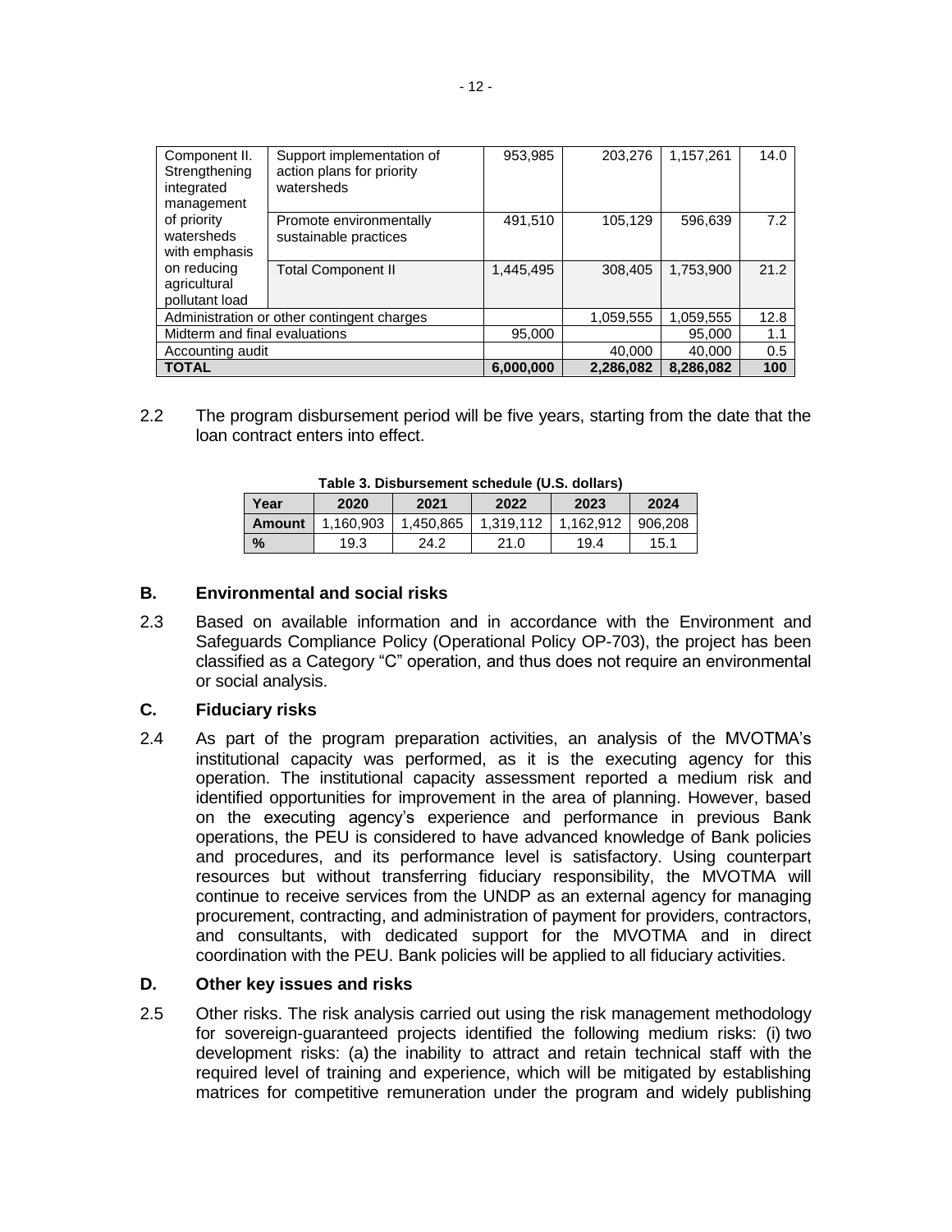| | | | | | |
|---|---|---|---|---|---|
| Component II. Strengthening integrated management of priority watersheds with emphasis on reducing agricultural pollutant load | Support implementation of action plans for priority watersheds | 953,985 | 203,276 | 1,157,261 | 14.0 |
| | Promote environmentally sustainable practices | 491,510 | 105,129 | 596,639 | 7.2 |
| | Total Component II | 1,445,495 | 308,405 | 1,753,900 | 21.2 |
| Administration or other contingent charges | | | 1,059,555 | 1,059,555 | 12.8 |
| Midterm and final evaluations | | 95,000 | | 95,000 | 1.1 |
| Accounting audit | | | 40,000 | 40,000 | 0.5 |
| **TOTAL** | | **6,000,000** | **2,286,082** | **8,286,082** | **100** |

2.2 The program disbursement period will be five years, starting from the date that the loan contract enters into effect.

**Table 3. Disbursement schedule (U.S. dollars)**

| Year | 2020 | 2021 | 2022 | 2023 | 2024 |
|---|---|---|---|---|---|
| **Amount** | 1,160,903 | 1,450,865 | 1,319,112 | 1,162,912 | 906,208 |
| **%** | 19.3 | 24.2 | 21.0 | 19.4 | 15.1 |

## B. Environmental and social risks

2.3 Based on available information and in accordance with the Environment and Safeguards Compliance Policy (Operational Policy OP-703), the project has been classified as a Category "C" operation, and thus does not require an environmental or social analysis.

## C. Fiduciary risks

2.4 As part of the program preparation activities, an analysis of the MVOTMA's institutional capacity was performed, as it is the executing agency for this operation. The institutional capacity assessment reported a medium risk and identified opportunities for improvement in the area of planning. However, based on the executing agency's experience and performance in previous Bank operations, the PEU is considered to have advanced knowledge of Bank policies and procedures, and its performance level is satisfactory. Using counterpart resources but without transferring fiduciary responsibility, the MVOTMA will continue to receive services from the UNDP as an external agency for managing procurement, contracting, and administration of payment for providers, contractors, and consultants, with dedicated support for the MVOTMA and in direct coordination with the PEU. Bank policies will be applied to all fiduciary activities.

## D. Other key issues and risks

2.5 Other risks. The risk analysis carried out using the risk management methodology for sovereign-guaranteed projects identified the following medium risks: (i) two development risks: (a) the inability to attract and retain technical staff with the required level of training and experience, which will be mitigated by establishing matrices for competitive remuneration under the program and widely publishing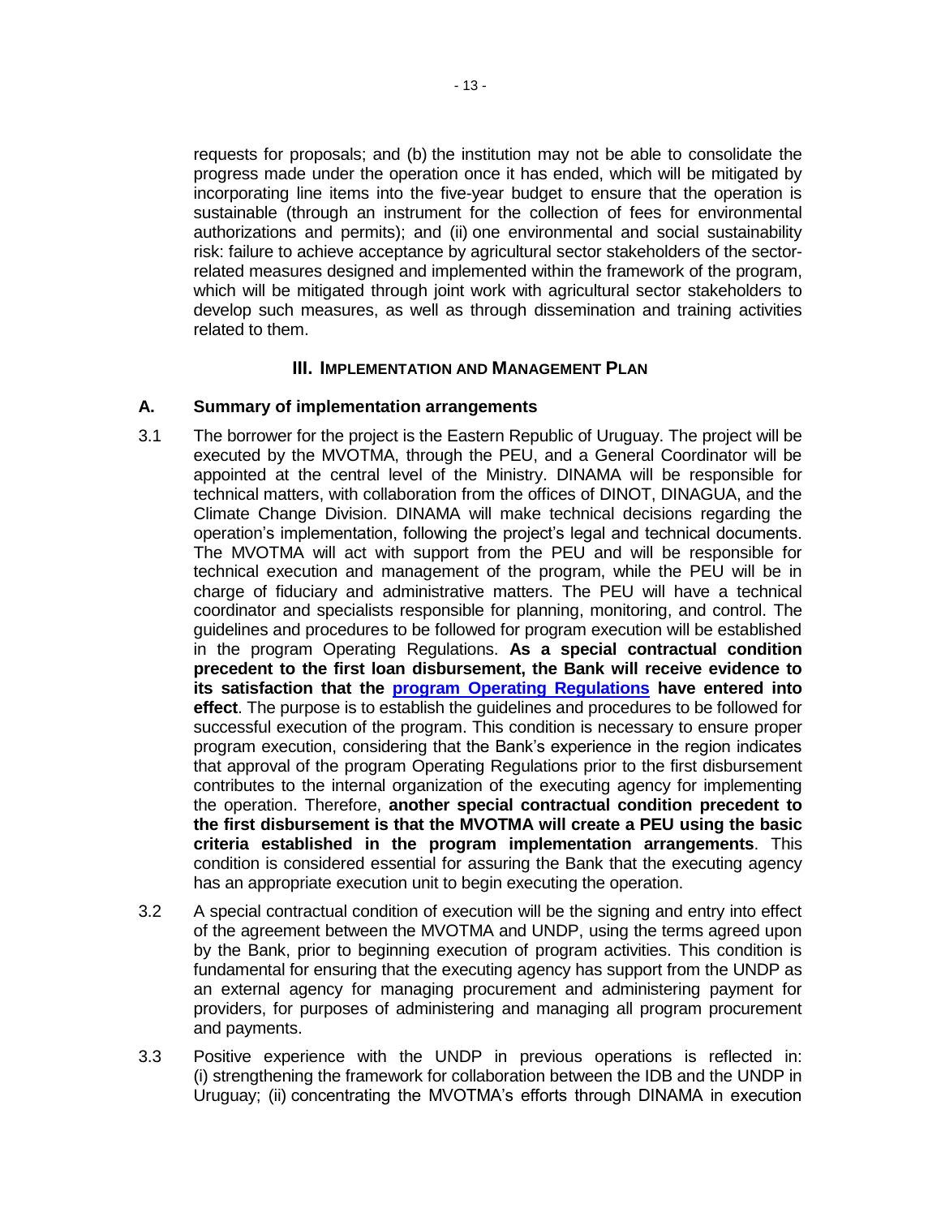requests for proposals; and (b) the institution may not be able to consolidate the progress made under the operation once it has ended, which will be mitigated by incorporating line items into the five-year budget to ensure that the operation is sustainable (through an instrument for the collection of fees for environmental authorizations and permits); and (ii) one environmental and social sustainability risk: failure to achieve acceptance by agricultural sector stakeholders of the sector-related measures designed and implemented within the framework of the program, which will be mitigated through joint work with agricultural sector stakeholders to develop such measures, as well as through dissemination and training activities related to them.

## III. IMPLEMENTATION AND MANAGEMENT PLAN

### A. Summary of implementation arrangements

3.1 The borrower for the project is the Eastern Republic of Uruguay. The project will be executed by the MVOTMA, through the PEU, and a General Coordinator will be appointed at the central level of the Ministry. DINAMA will be responsible for technical matters, with collaboration from the offices of DINOT, DINAGUA, and the Climate Change Division. DINAMA will make technical decisions regarding the operation's implementation, following the project's legal and technical documents. The MVOTMA will act with support from the PEU and will be responsible for technical execution and management of the program, while the PEU will be in charge of fiduciary and administrative matters. The PEU will have a technical coordinator and specialists responsible for planning, monitoring, and control. The guidelines and procedures to be followed for program execution will be established in the program Operating Regulations. **As a special contractual condition precedent to the first loan disbursement, the Bank will receive evidence to its satisfaction that the program Operating Regulations have entered into effect**. The purpose is to establish the guidelines and procedures to be followed for successful execution of the program. This condition is necessary to ensure proper program execution, considering that the Bank's experience in the region indicates that approval of the program Operating Regulations prior to the first disbursement contributes to the internal organization of the executing agency for implementing the operation. Therefore, **another special contractual condition precedent to the first disbursement is that the MVOTMA will create a PEU using the basic criteria established in the program implementation arrangements**. This condition is considered essential for assuring the Bank that the executing agency has an appropriate execution unit to begin executing the operation.

3.2 A special contractual condition of execution will be the signing and entry into effect of the agreement between the MVOTMA and UNDP, using the terms agreed upon by the Bank, prior to beginning execution of program activities. This condition is fundamental for ensuring that the executing agency has support from the UNDP as an external agency for managing procurement and administering payment for providers, for purposes of administering and managing all program procurement and payments.

3.3 Positive experience with the UNDP in previous operations is reflected in: (i) strengthening the framework for collaboration between the IDB and the UNDP in Uruguay; (ii) concentrating the MVOTMA's efforts through DINAMA in execution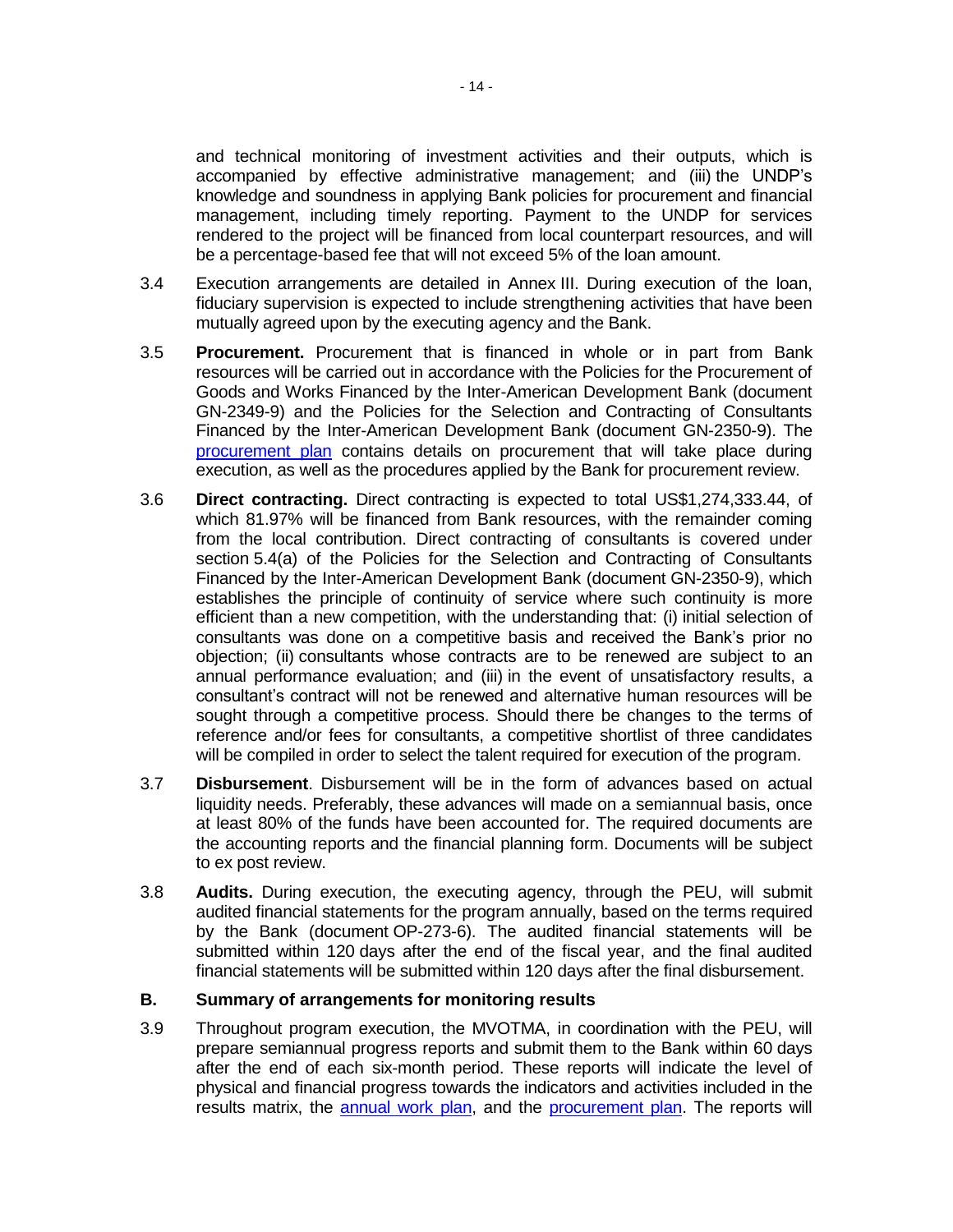and technical monitoring of investment activities and their outputs, which is accompanied by effective administrative management; and (iii) the UNDP's knowledge and soundness in applying Bank policies for procurement and financial management, including timely reporting. Payment to the UNDP for services rendered to the project will be financed from local counterpart resources, and will be a percentage-based fee that will not exceed 5% of the loan amount.

3.4 Execution arrangements are detailed in Annex III. During execution of the loan, fiduciary supervision is expected to include strengthening activities that have been mutually agreed upon by the executing agency and the Bank.

3.5 **Procurement.** Procurement that is financed in whole or in part from Bank resources will be carried out in accordance with the Policies for the Procurement of Goods and Works Financed by the Inter-American Development Bank (document GN-2349-9) and the Policies for the Selection and Contracting of Consultants Financed by the Inter-American Development Bank (document GN-2350-9). The procurement plan contains details on procurement that will take place during execution, as well as the procedures applied by the Bank for procurement review.

3.6 **Direct contracting.** Direct contracting is expected to total US$1,274,333.44, of which 81.97% will be financed from Bank resources, with the remainder coming from the local contribution. Direct contracting of consultants is covered under section 5.4(a) of the Policies for the Selection and Contracting of Consultants Financed by the Inter-American Development Bank (document GN-2350-9), which establishes the principle of continuity of service where such continuity is more efficient than a new competition, with the understanding that: (i) initial selection of consultants was done on a competitive basis and received the Bank's prior no objection; (ii) consultants whose contracts are to be renewed are subject to an annual performance evaluation; and (iii) in the event of unsatisfactory results, a consultant's contract will not be renewed and alternative human resources will be sought through a competitive process. Should there be changes to the terms of reference and/or fees for consultants, a competitive shortlist of three candidates will be compiled in order to select the talent required for execution of the program.

3.7 **Disbursement**. Disbursement will be in the form of advances based on actual liquidity needs. Preferably, these advances will made on a semiannual basis, once at least 80% of the funds have been accounted for. The required documents are the accounting reports and the financial planning form. Documents will be subject to ex post review.

3.8 **Audits.** During execution, the executing agency, through the PEU, will submit audited financial statements for the program annually, based on the terms required by the Bank (document OP-273-6). The audited financial statements will be submitted within 120 days after the end of the fiscal year, and the final audited financial statements will be submitted within 120 days after the final disbursement.

### B. Summary of arrangements for monitoring results

3.9 Throughout program execution, the MVOTMA, in coordination with the PEU, will prepare semiannual progress reports and submit them to the Bank within 60 days after the end of each six-month period. These reports will indicate the level of physical and financial progress towards the indicators and activities included in the results matrix, the annual work plan, and the procurement plan. The reports will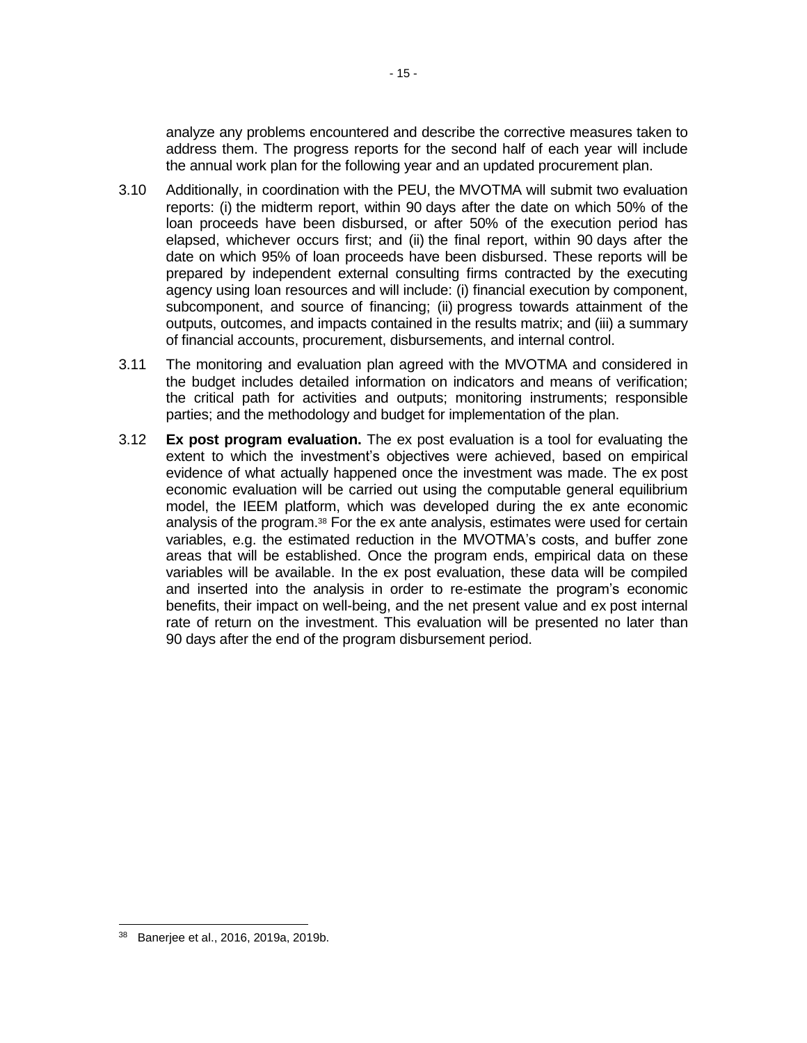analyze any problems encountered and describe the corrective measures taken to address them. The progress reports for the second half of each year will include the annual work plan for the following year and an updated procurement plan.

3.10 Additionally, in coordination with the PEU, the MVOTMA will submit two evaluation reports: (i) the midterm report, within 90 days after the date on which 50% of the loan proceeds have been disbursed, or after 50% of the execution period has elapsed, whichever occurs first; and (ii) the final report, within 90 days after the date on which 95% of loan proceeds have been disbursed. These reports will be prepared by independent external consulting firms contracted by the executing agency using loan resources and will include: (i) financial execution by component, subcomponent, and source of financing; (ii) progress towards attainment of the outputs, outcomes, and impacts contained in the results matrix; and (iii) a summary of financial accounts, procurement, disbursements, and internal control.

3.11 The monitoring and evaluation plan agreed with the MVOTMA and considered in the budget includes detailed information on indicators and means of verification; the critical path for activities and outputs; monitoring instruments; responsible parties; and the methodology and budget for implementation of the plan.

3.12 **Ex post program evaluation.** The ex post evaluation is a tool for evaluating the extent to which the investment's objectives were achieved, based on empirical evidence of what actually happened once the investment was made. The ex post economic evaluation will be carried out using the computable general equilibrium model, the IEEM platform, which was developed during the ex ante economic analysis of the program.[38] For the ex ante analysis, estimates were used for certain variables, e.g. the estimated reduction in the MVOTMA's costs, and buffer zone areas that will be established. Once the program ends, empirical data on these variables will be available. In the ex post evaluation, these data will be compiled and inserted into the analysis in order to re-estimate the program's economic benefits, their impact on well-being, and the net present value and ex post internal rate of return on the investment. This evaluation will be presented no later than 90 days after the end of the program disbursement period.

[38] Banerjee et al., 2016, 2019a, 2019b.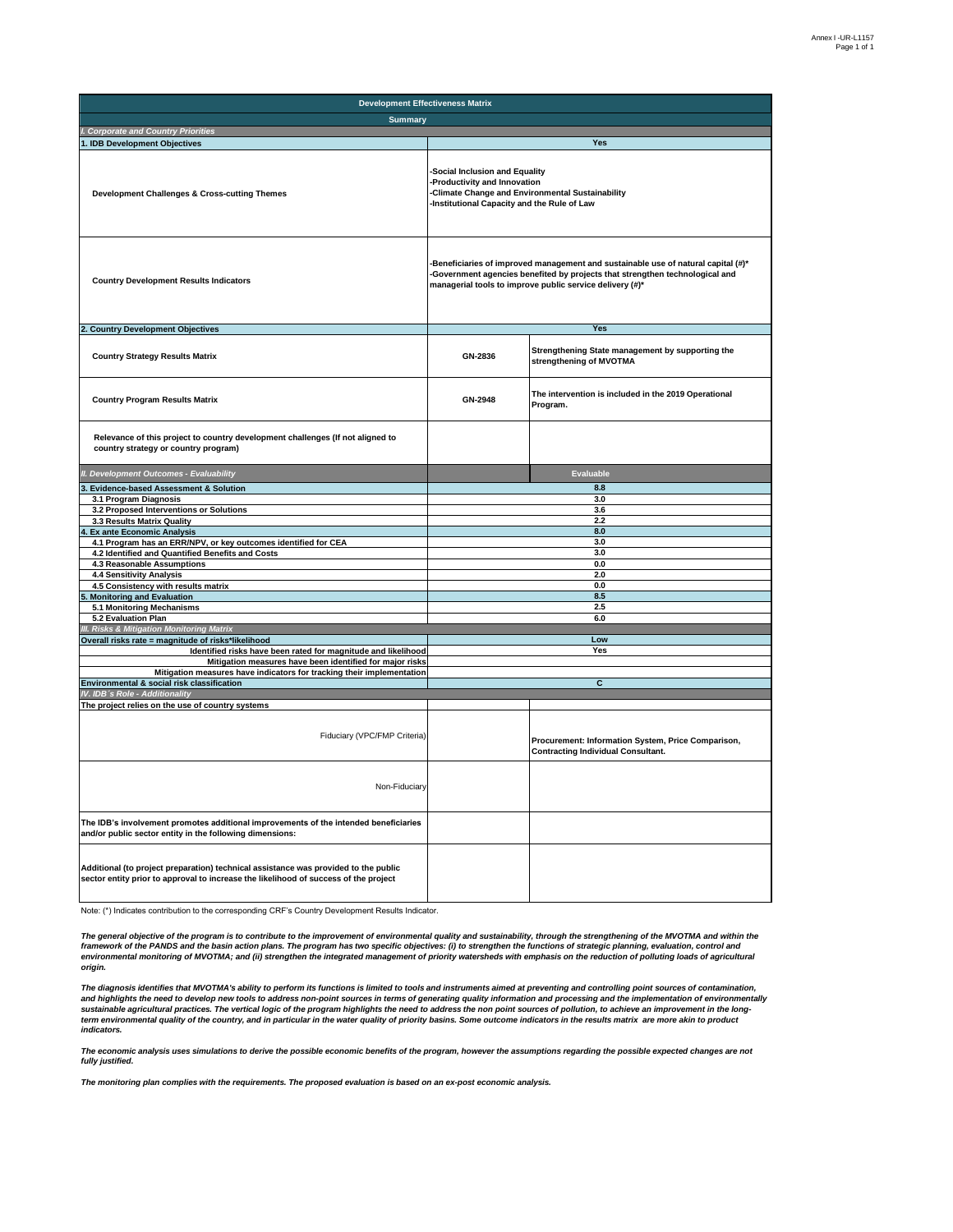| Development Effectiveness Matrix | | |
|---|---|---|
| **Summary** | | |
| *I. Corporate and Country Priorities* | | |
| **1. IDB Development Objectives** | **Yes** | |
| **Development Challenges & Cross-cutting Themes** | -Social Inclusion and Equality<br>-Productivity and Innovation<br>-Climate Change and Environmental Sustainability<br>-Institutional Capacity and the Rule of Law | |
| **Country Development Results Indicators** | -Beneficiaries of improved management and sustainable use of natural capital (#)*<br>-Government agencies benefited by projects that strengthen technological and managerial tools to improve public service delivery (#)* | |
| **2. Country Development Objectives** | **Yes** | |
| **Country Strategy Results Matrix** | GN-2836 | Strengthening State management by supporting the strengthening of MVOTMA |
| **Country Program Results Matrix** | GN-2948 | The intervention is included in the 2019 Operational Program. |
| **Relevance of this project to country development challenges (If not aligned to country strategy or country program)** | | |
| *II. Development Outcomes - Evaluability* | | **Evaluable** |
| **3. Evidence-based Assessment & Solution** | **8.8** | |
| 3.1 Program Diagnosis | 3.0 | |
| 3.2 Proposed Interventions or Solutions | 3.6 | |
| 3.3 Results Matrix Quality | 2.2 | |
| **4. Ex ante Economic Analysis** | **8.0** | |
| 4.1 Program has an ERR/NPV, or key outcomes identified for CEA | 3.0 | |
| 4.2 Identified and Quantified Benefits and Costs | 3.0 | |
| 4.3 Reasonable Assumptions | 0.0 | |
| 4.4 Sensitivity Analysis | 2.0 | |
| 4.5 Consistency with results matrix | 0.0 | |
| **5. Monitoring and Evaluation** | **8.5** | |
| 5.1 Monitoring Mechanisms | 2.5 | |
| 5.2 Evaluation Plan | 6.0 | |
| *III. Risks & Mitigation Monitoring Matrix* | | |
| **Overall risks rate = magnitude of risks*likelihood** | **Low** | |
| Identified risks have been rated for magnitude and likelihood | Yes | |
| Mitigation measures have been identified for major risks | | |
| Mitigation measures have indicators for tracking their implementation | | |
| **Environmental & social risk classification** | **C** | |
| *IV. IDB´s Role - Additionality* | | |
| **The project relies on the use of country systems** | | |
| Fiduciary (VPC/FMP Criteria) | | Procurement: Information System, Price Comparison, Contracting Individual Consultant. |
| Non-Fiduciary | | |
| **The IDB's involvement promotes additional improvements of the intended beneficiaries and/or public sector entity in the following dimensions:** | | |
| **Additional (to project preparation) technical assistance was provided to the public sector entity prior to approval to increase the likelihood of success of the project** | | |

Note: (*) Indicates contribution to the corresponding CRF's Country Development Results Indicator.

***The general objective of the program is to contribute to the improvement of environmental quality and sustainability, through the strengthening of the MVOTMA and within the framework of the PANDS and the basin action plans. The program has two specific objectives: (i) to strengthen the functions of strategic planning, evaluation, control and environmental monitoring of MVOTMA; and (ii) strengthen the integrated management of priority watersheds with emphasis on the reduction of polluting loads of agricultural origin.***

***The diagnosis identifies that MVOTMA's ability to perform its functions is limited to tools and instruments aimed at preventing and controlling point sources of contamination, and highlights the need to develop new tools to address non-point sources in terms of generating quality information and processing and the implementation of environmentally sustainable agricultural practices. The vertical logic of the program highlights the need to address the non point sources of pollution, to achieve an improvement in the long-term environmental quality of the country, and in particular in the water quality of priority basins. Some outcome indicators in the results matrix are more akin to product indicators.***

***The economic analysis uses simulations to derive the possible economic benefits of the program, however the assumptions regarding the possible expected changes are not fully justified.***

***The monitoring plan complies with the requirements. The proposed evaluation is based on an ex-post economic analysis.***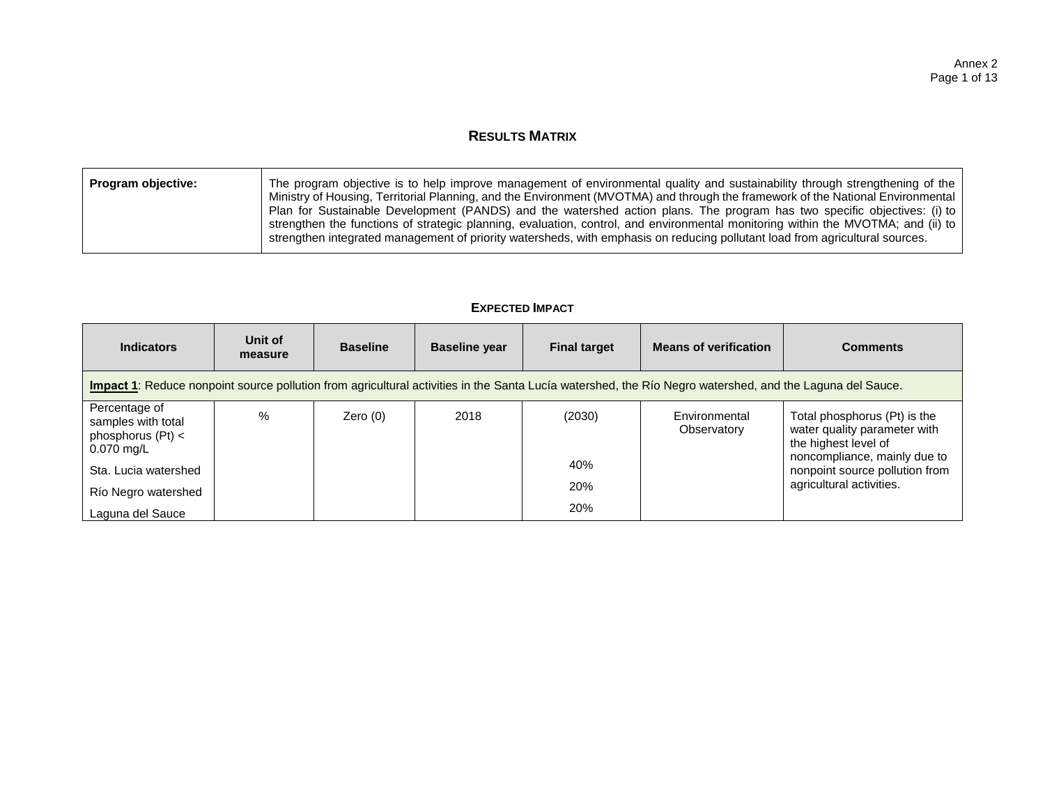## RESULTS MATRIX

| Program objective: | The program objective is to help improve management of environmental quality and sustainability through strengthening of the Ministry of Housing, Territorial Planning, and the Environment (MVOTMA) and through the framework of the National Environmental Plan for Sustainable Development (PANDS) and the watershed action plans. The program has two specific objectives: (i) to strengthen the functions of strategic planning, evaluation, control, and environmental monitoring within the MVOTMA; and (ii) to strengthen integrated management of priority watersheds, with emphasis on reducing pollutant load from agricultural sources. |
|---|---|

### EXPECTED IMPACT

| Indicators | Unit of measure | Baseline | Baseline year | Final target | Means of verification | Comments |
|---|---|---|---|---|---|---|
| **Impact 1**: Reduce nonpoint source pollution from agricultural activities in the Santa Lucía watershed, the Río Negro watershed, and the Laguna del Sauce. | | | | | | |
| Percentage of samples with total phosphorus (Pt) < 0.070 mg/L | % | Zero (0) | 2018 | (2030) | Environmental Observatory | Total phosphorus (Pt) is the water quality parameter with the highest level of noncompliance, mainly due to nonpoint source pollution from agricultural activities. |
| Sta. Lucia watershed | | | | 40% | | |
| Río Negro watershed | | | | 20% | | |
| Laguna del Sauce | | | | 20% | | |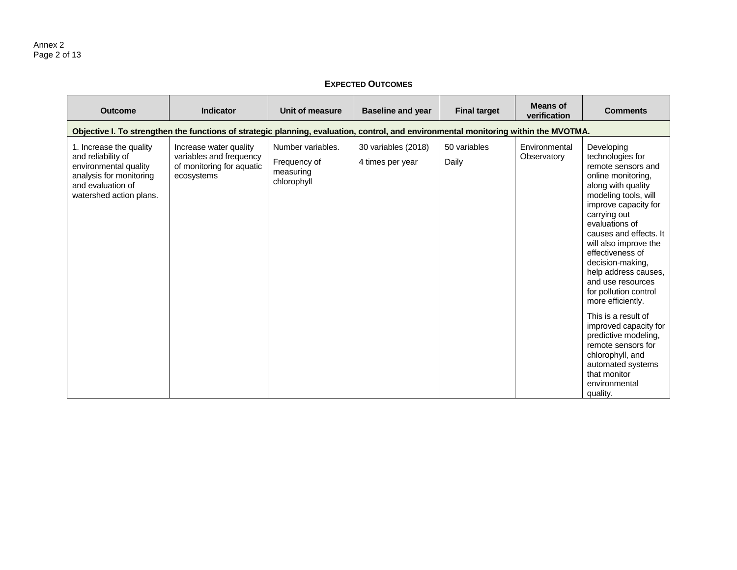### EXPECTED OUTCOMES

| Outcome | Indicator | Unit of measure | Baseline and year | Final target | Means of verification | Comments |
|---|---|---|---|---|---|---|
| **Objective I. To strengthen the functions of strategic planning, evaluation, control, and environmental monitoring within the MVOTMA.** | | | | | | |
| 1. Increase the quality and reliability of environmental quality analysis for monitoring and evaluation of watershed action plans. | Increase water quality variables and frequency of monitoring for aquatic ecosystems | Number variables.<br>Frequency of measuring chlorophyll | 30 variables (2018)<br>4 times per year | 50 variables<br>Daily | Environmental Observatory | Developing technologies for remote sensors and online monitoring, along with quality modeling tools, will improve capacity for carrying out evaluations of causes and effects. It will also improve the effectiveness of decision-making, help address causes, and use resources for pollution control more efficiently.<br>This is a result of improved capacity for predictive modeling, remote sensors for chlorophyll, and automated systems that monitor environmental quality. |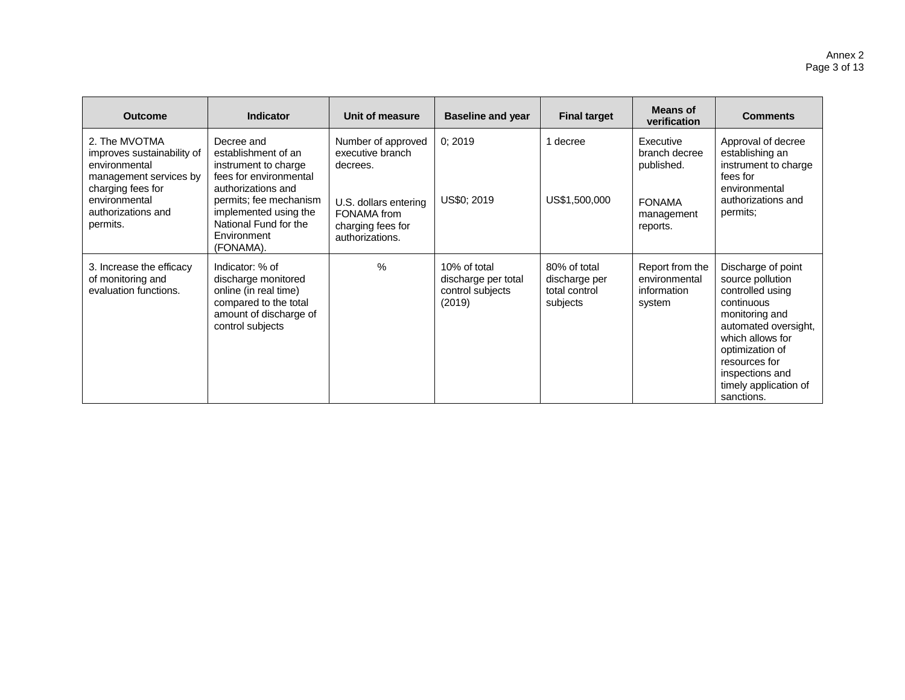| Outcome | Indicator | Unit of measure | Baseline and year | Final target | Means of verification | Comments |
|---|---|---|---|---|---|---|
| 2. The MVOTMA improves sustainability of environmental management services by charging fees for environmental authorizations and permits. | Decree and establishment of an instrument to charge fees for environmental authorizations and permits; fee mechanism implemented using the National Fund for the Environment (FONAMA). | Number of approved executive branch decrees.<br><br>U.S. dollars entering FONAMA from charging fees for authorizations. | 0; 2019<br><br>US$0; 2019 | 1 decree<br><br>US$1,500,000 | Executive branch decree published.<br><br>FONAMA management reports. | Approval of decree establishing an instrument to charge fees for environmental authorizations and permits; |
| 3. Increase the efficacy of monitoring and evaluation functions. | Indicator: % of discharge monitored online (in real time) compared to the total amount of discharge of control subjects | % | 10% of total discharge per total control subjects (2019) | 80% of total discharge per total control subjects | Report from the environmental information system | Discharge of point source pollution controlled using continuous monitoring and automated oversight, which allows for optimization of resources for inspections and timely application of sanctions. |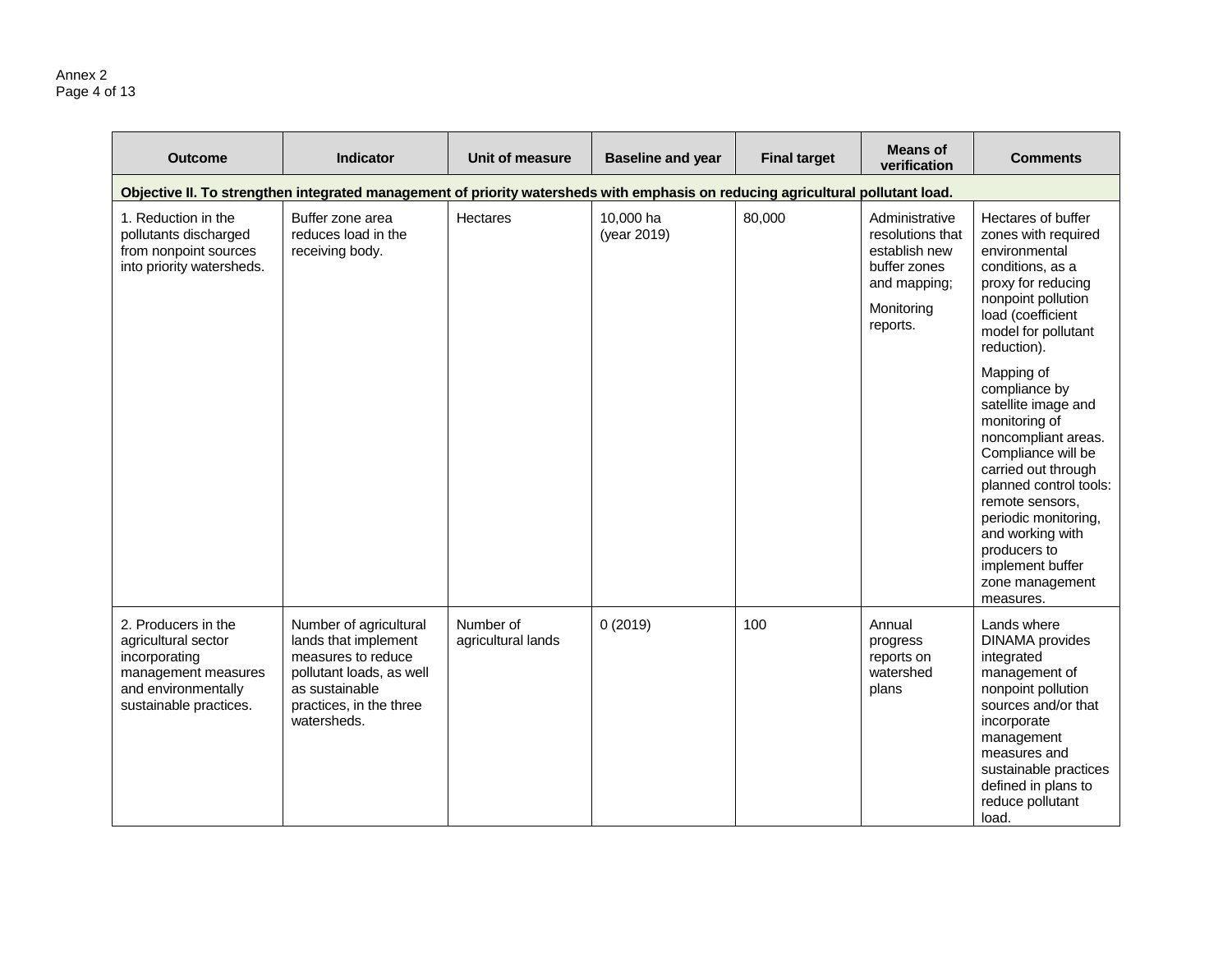| Outcome | Indicator | Unit of measure | Baseline and year | Final target | Means of verification | Comments |
|---|---|---|---|---|---|---|
| **Objective II. To strengthen integrated management of priority watersheds with emphasis on reducing agricultural pollutant load.** | | | | | | |
| 1. Reduction in the pollutants discharged from nonpoint sources into priority watersheds. | Buffer zone area reduces load in the receiving body. | Hectares | 10,000 ha (year 2019) | 80,000 | Administrative resolutions that establish new buffer zones and mapping; Monitoring reports. | Hectares of buffer zones with required environmental conditions, as a proxy for reducing nonpoint pollution load (coefficient model for pollutant reduction). Mapping of compliance by satellite image and monitoring of noncompliant areas. Compliance will be carried out through planned control tools: remote sensors, periodic monitoring, and working with producers to implement buffer zone management measures. |
| 2. Producers in the agricultural sector incorporating management measures and environmentally sustainable practices. | Number of agricultural lands that implement measures to reduce pollutant loads, as well as sustainable practices, in the three watersheds. | Number of agricultural lands | 0 (2019) | 100 | Annual progress reports on watershed plans | Lands where DINAMA provides integrated management of nonpoint pollution sources and/or that incorporate management measures and sustainable practices defined in plans to reduce pollutant load. |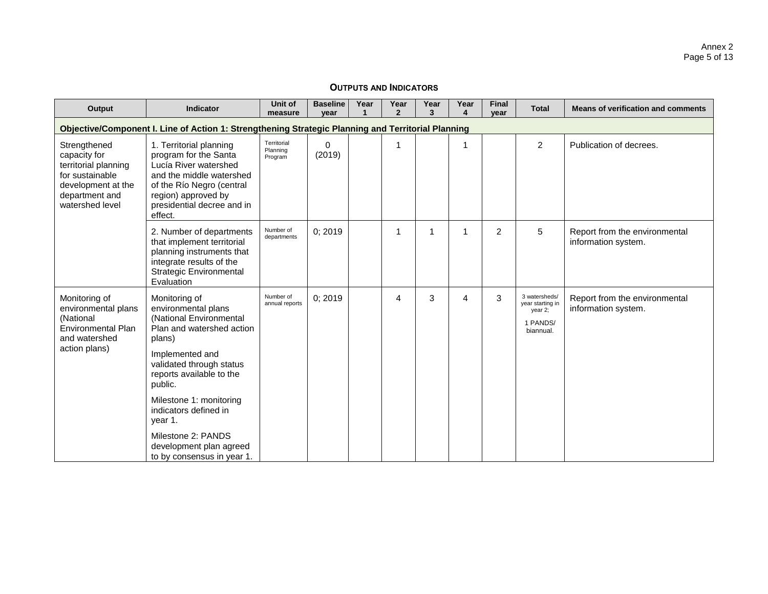## OUTPUTS AND INDICATORS

| Output | Indicator | Unit of measure | Baseline year | Year 1 | Year 2 | Year 3 | Year 4 | Final year | Total | Means of verification and comments |
|---|---|---|---|---|---|---|---|---|---|---|
| **Objective/Component I. Line of Action 1: Strengthening Strategic Planning and Territorial Planning** | | | | | | | | | | |
| Strengthened capacity for territorial planning for sustainable development at the department and watershed level | 1. Territorial planning program for the Santa Lucía River watershed and the middle watershed of the Río Negro (central region) approved by presidential decree and in effect. | Territorial Planning Program | 0 (2019) | | 1 | | 1 | | 2 | Publication of decrees. |
| | 2. Number of departments that implement territorial planning instruments that integrate results of the Strategic Environmental Evaluation | Number of departments | 0; 2019 | | 1 | 1 | 1 | 2 | 5 | Report from the environmental information system. |
| Monitoring of environmental plans (National Environmental Plan and watershed action plans) | Monitoring of environmental plans (National Environmental Plan and watershed action plans) Implemented and validated through status reports available to the public. Milestone 1: monitoring indicators defined in year 1. Milestone 2: PANDS development plan agreed to by consensus in year 1. | Number of annual reports | 0; 2019 | | 4 | 3 | 4 | 3 | 3 watersheds/ year starting in year 2; 1 PANDS/ biannual. | Report from the environmental information system. |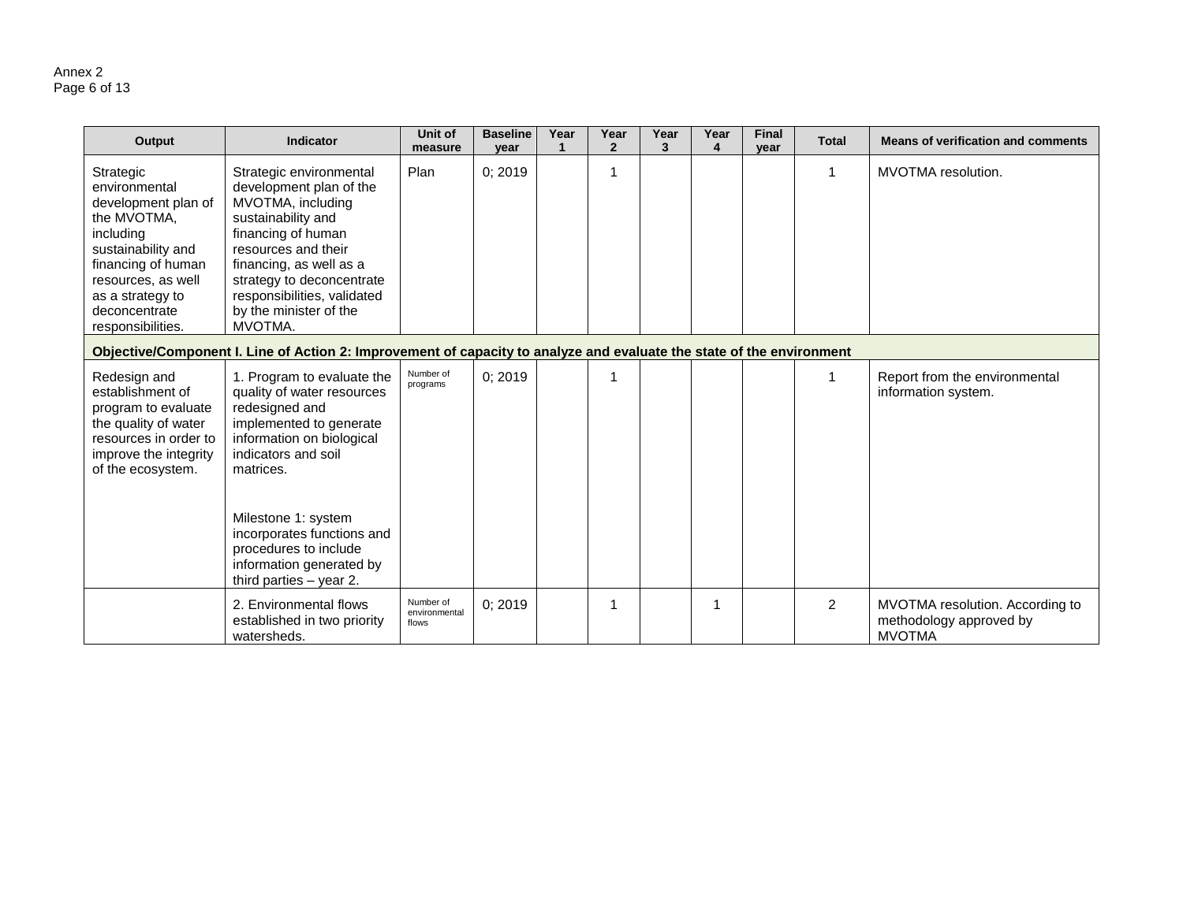| Output | Indicator | Unit of measure | Baseline year | Year 1 | Year 2 | Year 3 | Year 4 | Final year | Total | Means of verification and comments |
|---|---|---|---|---|---|---|---|---|---|---|
| Strategic environmental development plan of the MVOTMA, including sustainability and financing of human resources, as well as a strategy to deconcentrate responsibilities. | Strategic environmental development plan of the MVOTMA, including sustainability and financing of human resources and their financing, as well as a strategy to deconcentrate responsibilities, validated by the minister of the MVOTMA. | Plan | 0; 2019 | | 1 | | | | 1 | MVOTMA resolution. |
| **Objective/Component I. Line of Action 2: Improvement of capacity to analyze and evaluate the state of the environment** | | | | | | | | | | |
| Redesign and establishment of program to evaluate the quality of water resources in order to improve the integrity of the ecosystem. | 1. Program to evaluate the quality of water resources redesigned and implemented to generate information on biological indicators and soil matrices. <br><br> Milestone 1: system incorporates functions and procedures to include information generated by third parties – year 2. | Number of programs | 0; 2019 | | 1 | | | | 1 | Report from the environmental information system. |
| | 2. Environmental flows established in two priority watersheds. | Number of environmental flows | 0; 2019 | | 1 | | 1 | | 2 | MVOTMA resolution. According to methodology approved by MVOTMA |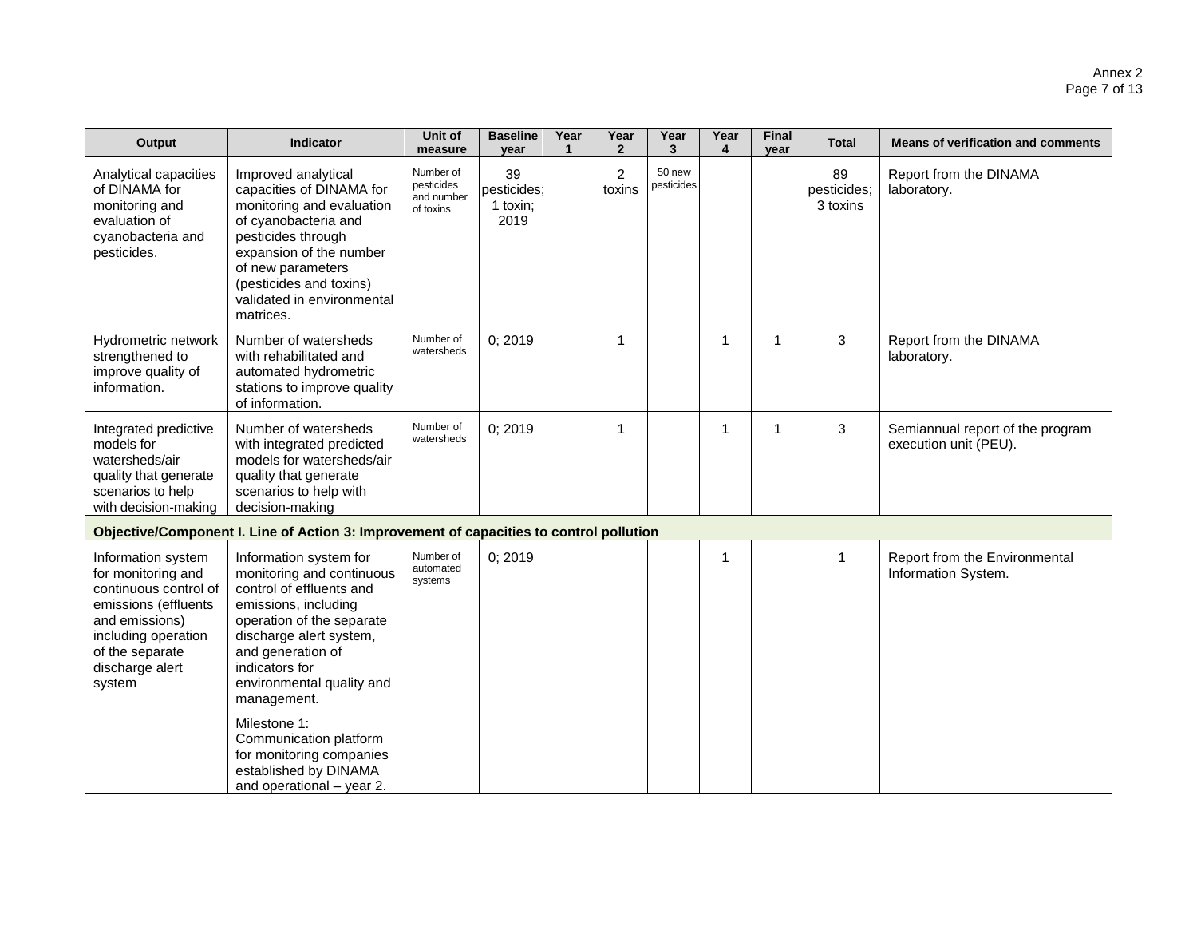| Output | Indicator | Unit of measure | Baseline year | Year 1 | Year 2 | Year 3 | Year 4 | Final year | Total | Means of verification and comments |
|---|---|---|---|---|---|---|---|---|---|---|
| Analytical capacities of DINAMA for monitoring and evaluation of cyanobacteria and pesticides. | Improved analytical capacities of DINAMA for monitoring and evaluation of cyanobacteria and pesticides through expansion of the number of new parameters (pesticides and toxins) validated in environmental matrices. | Number of pesticides and number of toxins | 39 pesticides; 1 toxin; 2019 | | 2 toxins | 50 new pesticides | | | 89 pesticides; 3 toxins | Report from the DINAMA laboratory. |
| Hydrometric network strengthened to improve quality of information. | Number of watersheds with rehabilitated and automated hydrometric stations to improve quality of information. | Number of watersheds | 0; 2019 | | 1 | | 1 | 1 | 3 | Report from the DINAMA laboratory. |
| Integrated predictive models for watersheds/air quality that generate scenarios to help with decision-making | Number of watersheds with integrated predicted models for watersheds/air quality that generate scenarios to help with decision-making | Number of watersheds | 0; 2019 | | 1 | | 1 | 1 | 3 | Semiannual report of the program execution unit (PEU). |
| **Objective/Component I. Line of Action 3: Improvement of capacities to control pollution** | | | | | | | | | | |
| Information system for monitoring and continuous control of emissions (effluents and emissions) including operation of the separate discharge alert system | Information system for monitoring and continuous control of effluents and emissions, including operation of the separate discharge alert system, and generation of indicators for environmental quality and management.<br><br>Milestone 1: Communication platform for monitoring companies established by DINAMA and operational – year 2. | Number of automated systems | 0; 2019 | | | | 1 | | 1 | Report from the Environmental Information System. |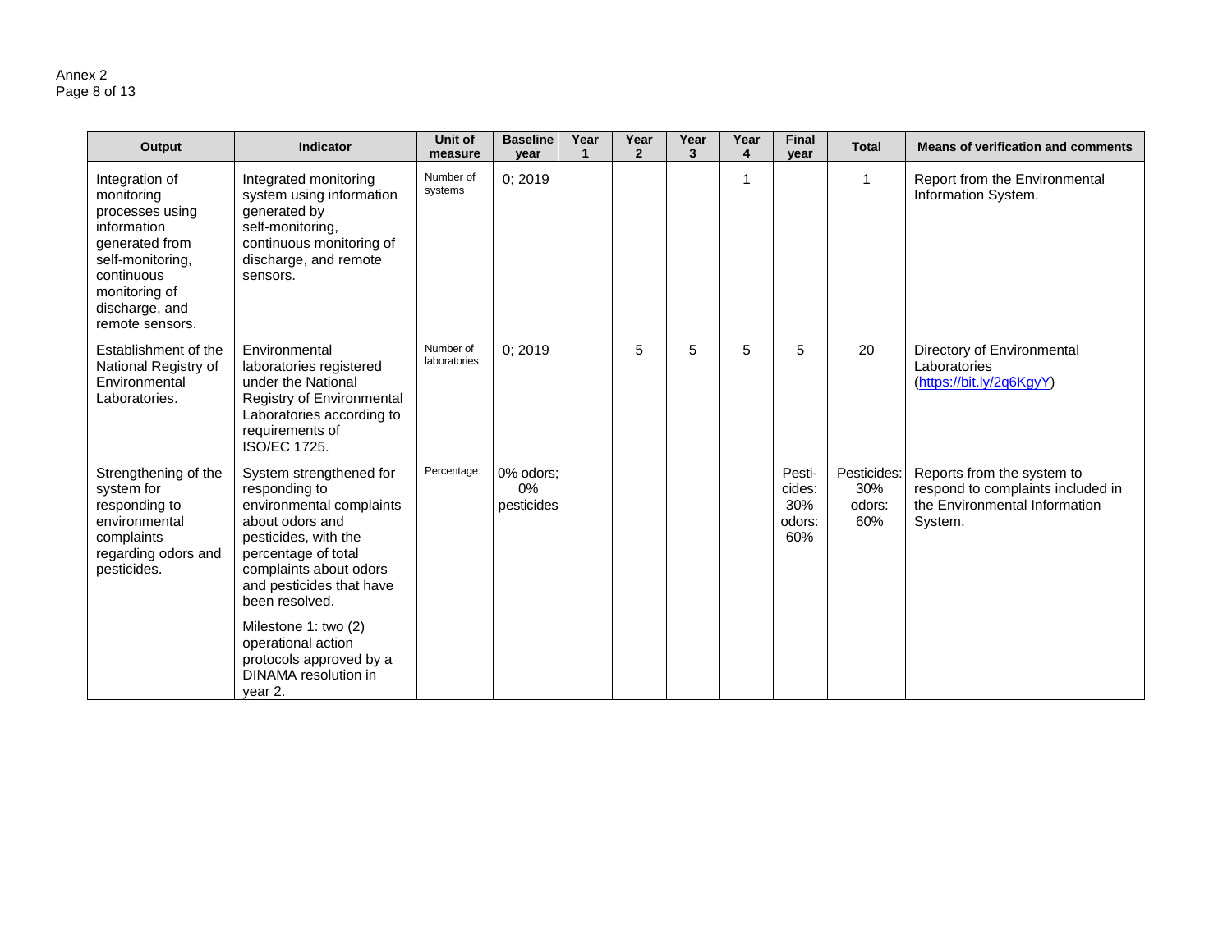| Output | Indicator | Unit of measure | Baseline year | Year 1 | Year 2 | Year 3 | Year 4 | Final year | Total | Means of verification and comments |
|---|---|---|---|---|---|---|---|---|---|---|
| Integration of monitoring processes using information generated from self-monitoring, continuous monitoring of discharge, and remote sensors. | Integrated monitoring system using information generated by self-monitoring, continuous monitoring of discharge, and remote sensors. | Number of systems | 0; 2019 | | | | 1 | | 1 | Report from the Environmental Information System. |
| Establishment of the National Registry of Environmental Laboratories. | Environmental laboratories registered under the National Registry of Environmental Laboratories according to requirements of ISO/EC 1725. | Number of laboratories | 0; 2019 | | 5 | 5 | 5 | 5 | 20 | Directory of Environmental Laboratories (https://bit.ly/2q6KgyY) |
| Strengthening of the system for responding to environmental complaints regarding odors and pesticides. | System strengthened for responding to environmental complaints about odors and pesticides, with the percentage of total complaints about odors and pesticides that have been resolved.<br><br>Milestone 1: two (2) operational action protocols approved by a DINAMA resolution in year 2. | Percentage | 0% odors; 0% pesticides | | | | | Pesti-cides: 30% odors: 60% | Pesticides: 30% odors: 60% | Reports from the system to respond to complaints included in the Environmental Information System. |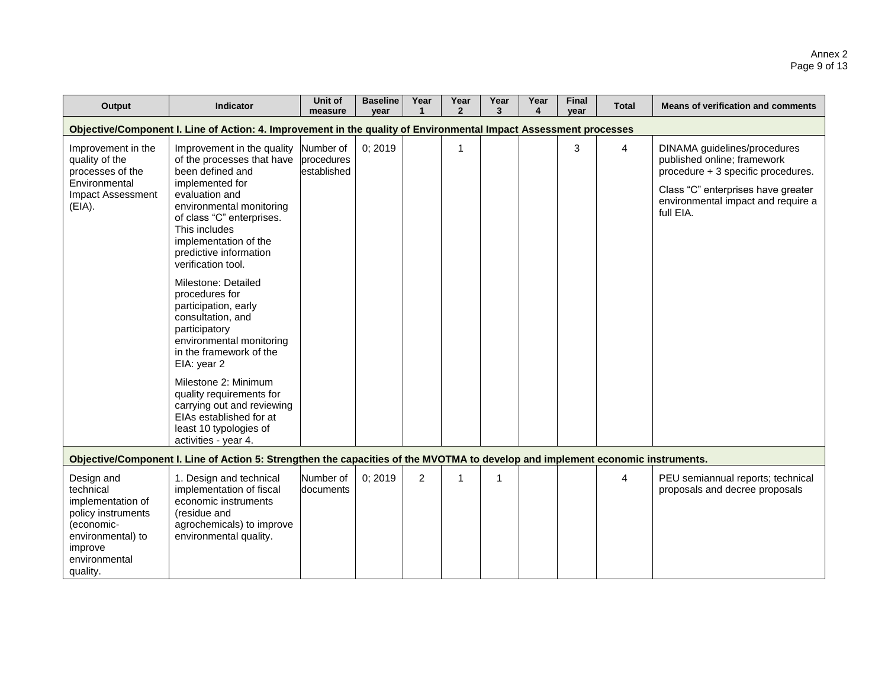| Output | Indicator | Unit of measure | Baseline year | Year 1 | Year 2 | Year 3 | Year 4 | Final year | Total | Means of verification and comments |
|---|---|---|---|---|---|---|---|---|---|---|
| **Objective/Component I. Line of Action: 4. Improvement in the quality of Environmental Impact Assessment processes** | | | | | | | | | | |
| Improvement in the quality of the processes of the Environmental Impact Assessment (EIA). | Improvement in the quality of the processes that have been defined and implemented for evaluation and environmental monitoring of class "C" enterprises. This includes implementation of the predictive information verification tool.<br><br>Milestone: Detailed procedures for participation, early consultation, and participatory environmental monitoring in the framework of the EIA: year 2<br><br>Milestone 2: Minimum quality requirements for carrying out and reviewing EIAs established for at least 10 typologies of activities - year 4. | Number of procedures established | 0; 2019 | | 1 | | | 3 | 4 | DINAMA guidelines/procedures published online; framework procedure + 3 specific procedures.<br><br>Class "C" enterprises have greater environmental impact and require a full EIA. |
| **Objective/Component I. Line of Action 5: Strengthen the capacities of the MVOTMA to develop and implement economic instruments.** | | | | | | | | | | |
| Design and technical implementation of policy instruments (economic-environmental) to improve environmental quality. | 1. Design and technical implementation of fiscal economic instruments (residue and agrochemicals) to improve environmental quality. | Number of documents | 0; 2019 | 2 | 1 | 1 | | | 4 | PEU semiannual reports; technical proposals and decree proposals |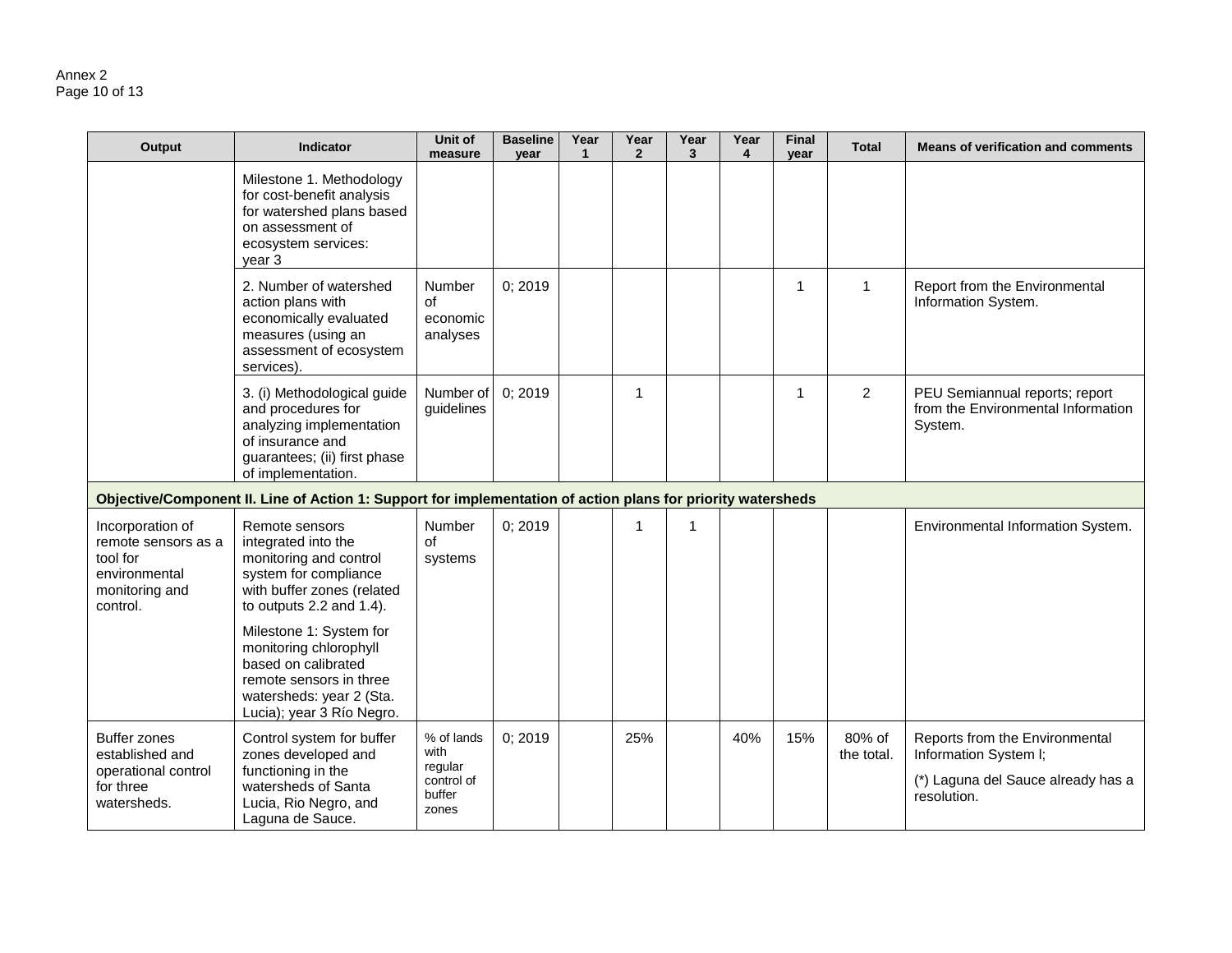| Output | Indicator | Unit of measure | Baseline year | Year 1 | Year 2 | Year 3 | Year 4 | Final year | Total | Means of verification and comments |
|---|---|---|---|---|---|---|---|---|---|---|
| | Milestone 1. Methodology for cost-benefit analysis for watershed plans based on assessment of ecosystem services: year 3 | | | | | | | | | |
| | 2. Number of watershed action plans with economically evaluated measures (using an assessment of ecosystem services). | Number of economic analyses | 0; 2019 | | | | | 1 | 1 | Report from the Environmental Information System. |
| | 3. (i) Methodological guide and procedures for analyzing implementation of insurance and guarantees; (ii) first phase of implementation. | Number of guidelines | 0; 2019 | | 1 | | | 1 | 2 | PEU Semiannual reports; report from the Environmental Information System. |
| **Objective/Component II. Line of Action 1: Support for implementation of action plans for priority watersheds** | | | | | | | | | | |
| Incorporation of remote sensors as a tool for environmental monitoring and control. | Remote sensors integrated into the monitoring and control system for compliance with buffer zones (related to outputs 2.2 and 1.4). Milestone 1: System for monitoring chlorophyll based on calibrated remote sensors in three watersheds: year 2 (Sta. Lucia); year 3 Río Negro. | Number of systems | 0; 2019 | | 1 | 1 | | | | Environmental Information System. |
| Buffer zones established and operational control for three watersheds. | Control system for buffer zones developed and functioning in the watersheds of Santa Lucia, Rio Negro, and Laguna de Sauce. | % of lands with regular control of buffer zones | 0; 2019 | | 25% | | 40% | 15% | 80% of the total. | Reports from the Environmental Information System l; (*) Laguna del Sauce already has a resolution. |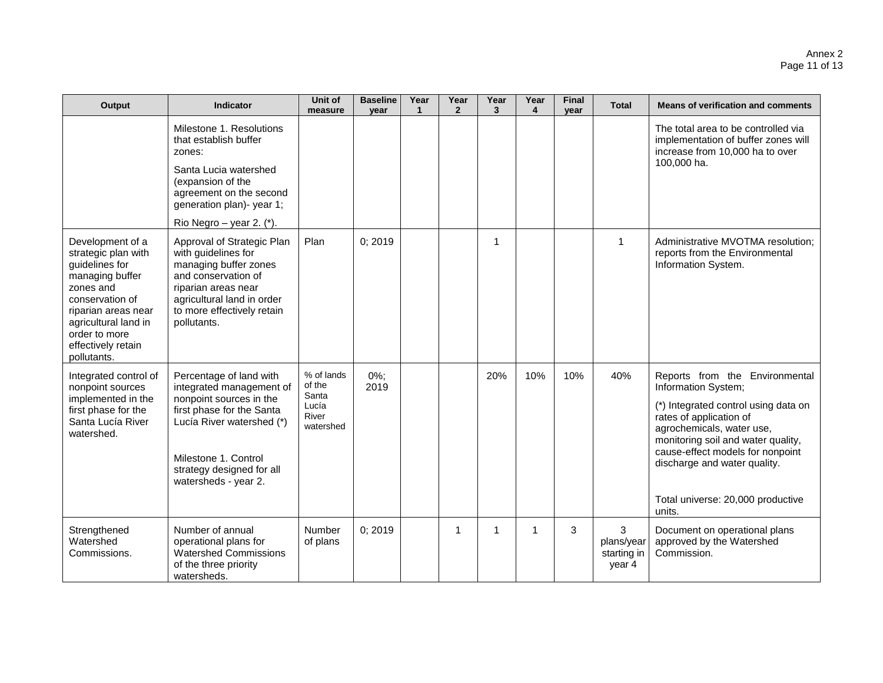| Output | Indicator | Unit of measure | Baseline year | Year 1 | Year 2 | Year 3 | Year 4 | Final year | Total | Means of verification and comments |
|---|---|---|---|---|---|---|---|---|---|---|
| | Milestone 1. Resolutions that establish buffer zones:<br>Santa Lucia watershed (expansion of the agreement on the second generation plan)- year 1;<br>Rio Negro – year 2. (*). | | | | | | | | | The total area to be controlled via implementation of buffer zones will increase from 10,000 ha to over 100,000 ha. |
| Development of a strategic plan with guidelines for managing buffer zones and conservation of riparian areas near agricultural land in order to more effectively retain pollutants. | Approval of Strategic Plan with guidelines for managing buffer zones and conservation of riparian areas near agricultural land in order to more effectively retain pollutants. | Plan | 0; 2019 | | | 1 | | | 1 | Administrative MVOTMA resolution; reports from the Environmental Information System. |
| Integrated control of nonpoint sources implemented in the first phase for the Santa Lucía River watershed. | Percentage of land with integrated management of nonpoint sources in the first phase for the Santa Lucía River watershed (*)<br><br>Milestone 1. Control strategy designed for all watersheds - year 2. | % of lands of the Santa Lucía River watershed | 0%; 2019 | | | 20% | 10% | 10% | 40% | Reports from the Environmental Information System;<br>(*) Integrated control using data on rates of application of agrochemicals, water use, monitoring soil and water quality, cause-effect models for nonpoint discharge and water quality.<br><br>Total universe: 20,000 productive units. |
| Strengthened Watershed Commissions. | Number of annual operational plans for Watershed Commissions of the three priority watersheds. | Number of plans | 0; 2019 | | 1 | 1 | 1 | 3 | 3 plans/year starting in year 4 | Document on operational plans approved by the Watershed Commission. |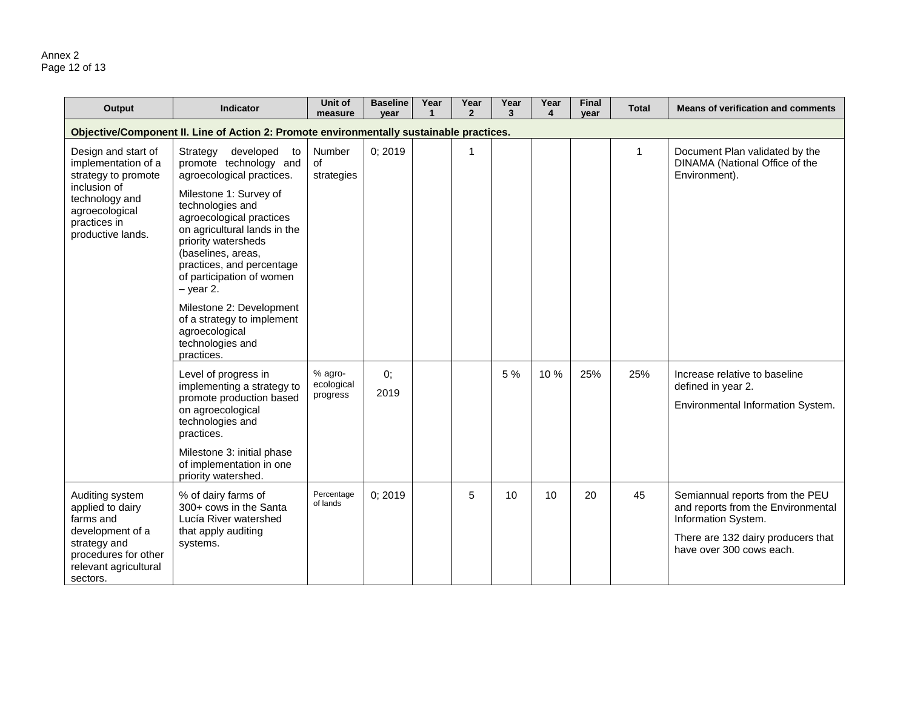| Output | Indicator | Unit of measure | Baseline year | Year 1 | Year 2 | Year 3 | Year 4 | Final year | Total | Means of verification and comments |
|---|---|---|---|---|---|---|---|---|---|---|
| **Objective/Component II. Line of Action 2: Promote environmentally sustainable practices.** | | | | | | | | | | |
| Design and start of implementation of a strategy to promote inclusion of technology and agroecological practices in productive lands. | Strategy developed to promote technology and agroecological practices. Milestone 1: Survey of technologies and agroecological practices on agricultural lands in the priority watersheds (baselines, areas, practices, and percentage of participation of women – year 2. Milestone 2: Development of a strategy to implement agroecological technologies and practices. | Number of strategies | 0; 2019 | | 1 | | | | 1 | Document Plan validated by the DINAMA (National Office of the Environment). |
| | Level of progress in implementing a strategy to promote production based on agroecological technologies and practices. Milestone 3: initial phase of implementation in one priority watershed. | % agro-ecological progress | 0; 2019 | | | 5 % | 10 % | 25% | 25% | Increase relative to baseline defined in year 2. Environmental Information System. |
| Auditing system applied to dairy farms and development of a strategy and procedures for other relevant agricultural sectors. | % of dairy farms of 300+ cows in the Santa Lucía River watershed that apply auditing systems. | Percentage of lands | 0; 2019 | | 5 | 10 | 10 | 20 | 45 | Semiannual reports from the PEU and reports from the Environmental Information System. There are 132 dairy producers that have over 300 cows each. |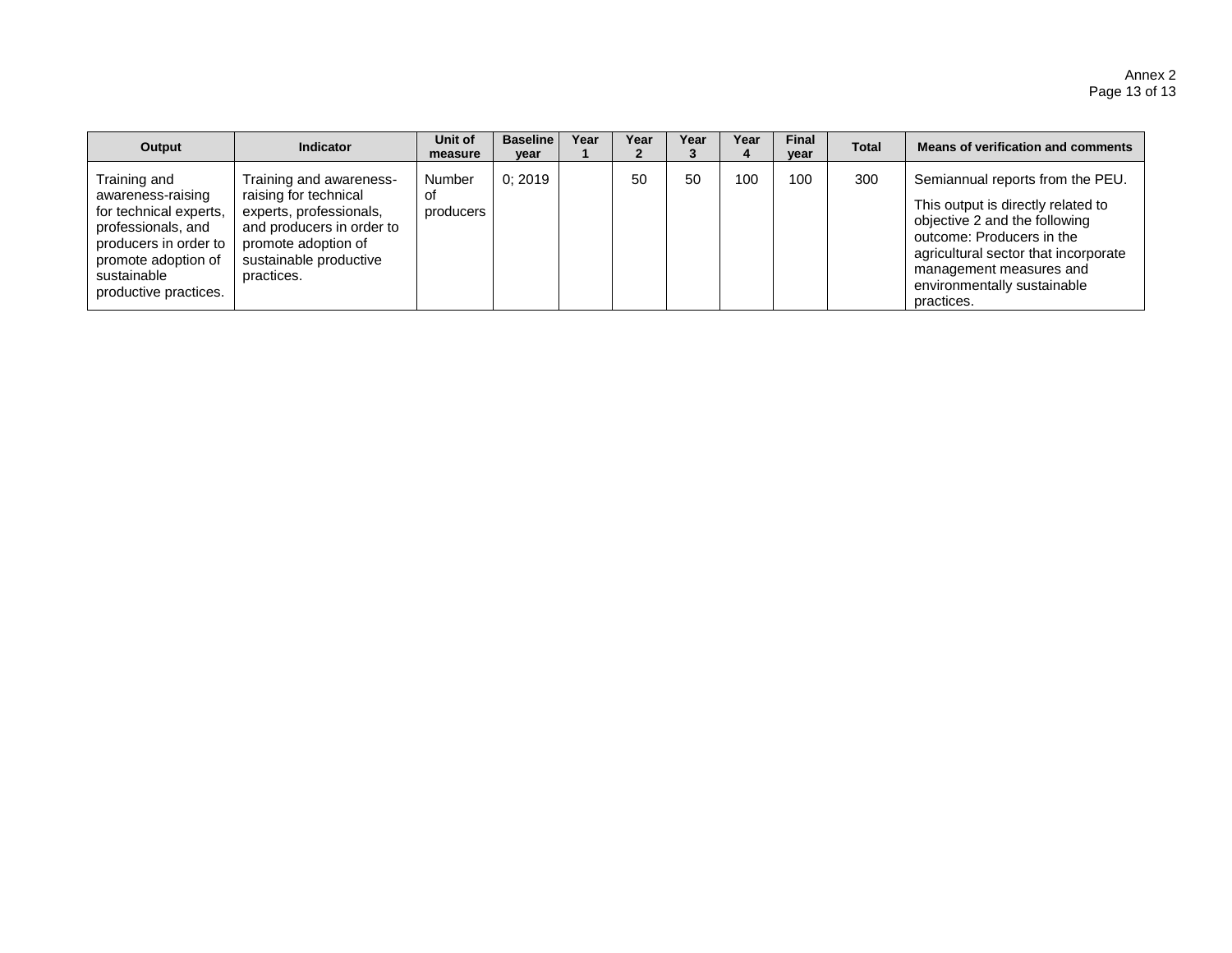| Output | Indicator | Unit of measure | Baseline year | Year 1 | Year 2 | Year 3 | Year 4 | Final year | Total | Means of verification and comments |
|---|---|---|---|---|---|---|---|---|---|---|
| Training and awareness-raising for technical experts, professionals, and producers in order to promote adoption of sustainable productive practices. | Training and awareness-raising for technical experts, professionals, and producers in order to promote adoption of sustainable productive practices. | Number of producers | 0; 2019 | | 50 | 50 | 100 | 100 | 300 | Semiannual reports from the PEU.<br><br>This output is directly related to objective 2 and the following outcome: Producers in the agricultural sector that incorporate management measures and environmentally sustainable practices. |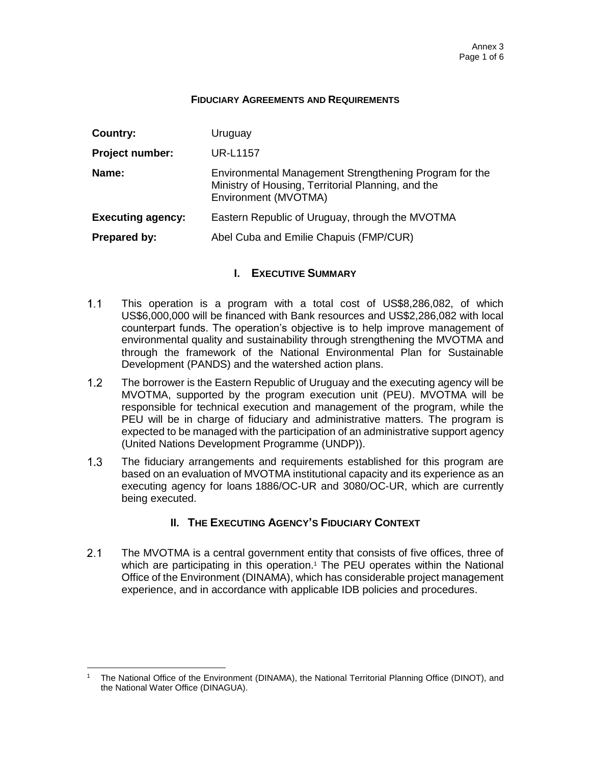**FIDUCIARY AGREEMENTS AND REQUIREMENTS**

| | |
|---|---|
| **Country:** | Uruguay |
| **Project number:** | UR-L1157 |
| **Name:** | Environmental Management Strengthening Program for the Ministry of Housing, Territorial Planning, and the Environment (MVOTMA) |
| **Executing agency:** | Eastern Republic of Uruguay, through the MVOTMA |
| **Prepared by:** | Abel Cuba and Emilie Chapuis (FMP/CUR) |

## I. EXECUTIVE SUMMARY

1.1 This operation is a program with a total cost of US$8,286,082, of which US$6,000,000 will be financed with Bank resources and US$2,286,082 with local counterpart funds. The operation's objective is to help improve management of environmental quality and sustainability through strengthening the MVOTMA and through the framework of the National Environmental Plan for Sustainable Development (PANDS) and the watershed action plans.

1.2 The borrower is the Eastern Republic of Uruguay and the executing agency will be MVOTMA, supported by the program execution unit (PEU). MVOTMA will be responsible for technical execution and management of the program, while the PEU will be in charge of fiduciary and administrative matters. The program is expected to be managed with the participation of an administrative support agency (United Nations Development Programme (UNDP)).

1.3 The fiduciary arrangements and requirements established for this program are based on an evaluation of MVOTMA institutional capacity and its experience as an executing agency for loans 1886/OC-UR and 3080/OC-UR, which are currently being executed.

## II. THE EXECUTING AGENCY'S FIDUCIARY CONTEXT

2.1 The MVOTMA is a central government entity that consists of five offices, three of which are participating in this operation.[1] The PEU operates within the National Office of the Environment (DINAMA), which has considerable project management experience, and in accordance with applicable IDB policies and procedures.

---

[1] The National Office of the Environment (DINAMA), the National Territorial Planning Office (DINOT), and the National Water Office (DINAGUA).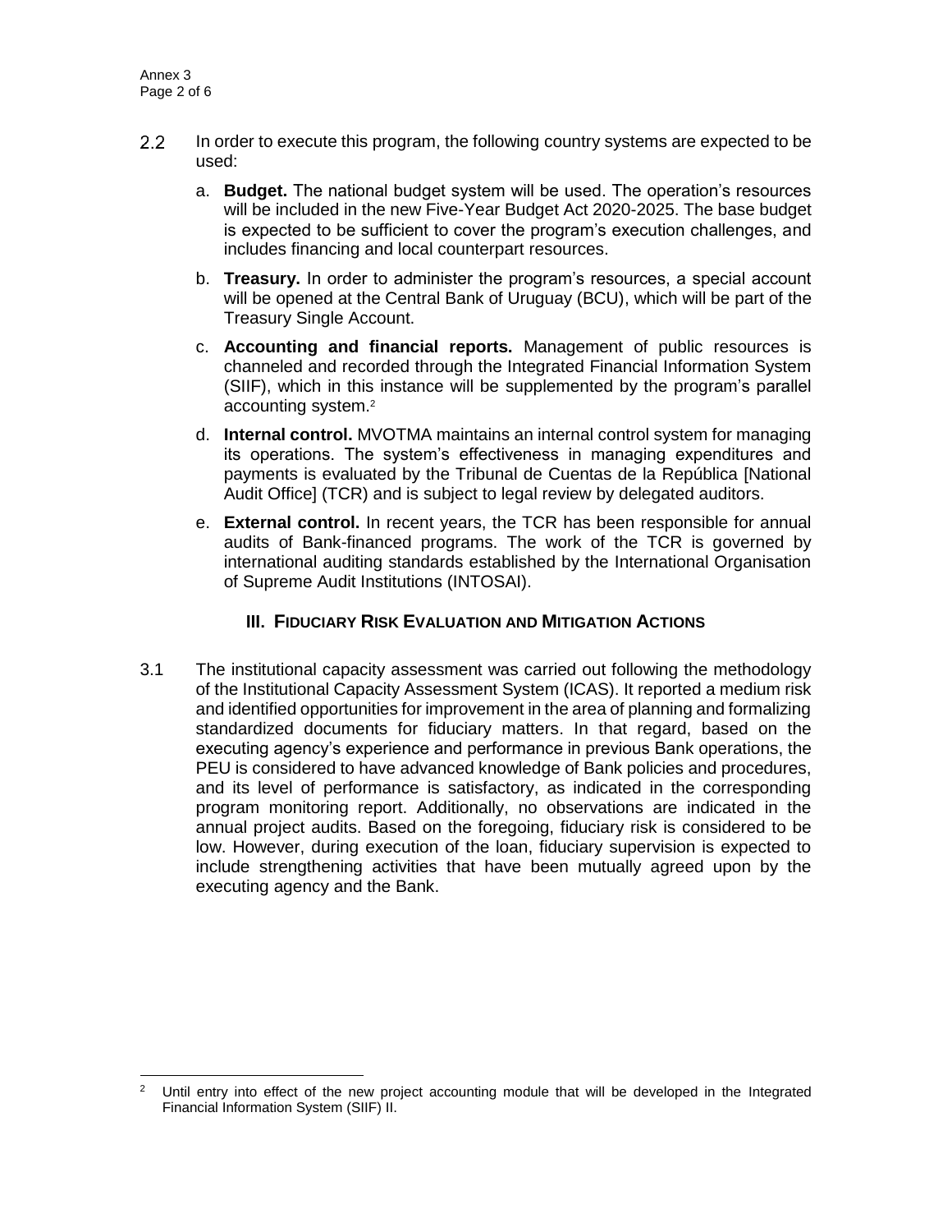2.2 In order to execute this program, the following country systems are expected to be used:

a. **Budget.** The national budget system will be used. The operation's resources will be included in the new Five-Year Budget Act 2020-2025. The base budget is expected to be sufficient to cover the program's execution challenges, and includes financing and local counterpart resources.

b. **Treasury.** In order to administer the program's resources, a special account will be opened at the Central Bank of Uruguay (BCU), which will be part of the Treasury Single Account.

c. **Accounting and financial reports.** Management of public resources is channeled and recorded through the Integrated Financial Information System (SIIF), which in this instance will be supplemented by the program's parallel accounting system.[2]

d. **Internal control.** MVOTMA maintains an internal control system for managing its operations. The system's effectiveness in managing expenditures and payments is evaluated by the Tribunal de Cuentas de la República [National Audit Office] (TCR) and is subject to legal review by delegated auditors.

e. **External control.** In recent years, the TCR has been responsible for annual audits of Bank-financed programs. The work of the TCR is governed by international auditing standards established by the International Organisation of Supreme Audit Institutions (INTOSAI).

## III. Fiduciary Risk Evaluation and Mitigation Actions

3.1 The institutional capacity assessment was carried out following the methodology of the Institutional Capacity Assessment System (ICAS). It reported a medium risk and identified opportunities for improvement in the area of planning and formalizing standardized documents for fiduciary matters. In that regard, based on the executing agency's experience and performance in previous Bank operations, the PEU is considered to have advanced knowledge of Bank policies and procedures, and its level of performance is satisfactory, as indicated in the corresponding program monitoring report. Additionally, no observations are indicated in the annual project audits. Based on the foregoing, fiduciary risk is considered to be low. However, during execution of the loan, fiduciary supervision is expected to include strengthening activities that have been mutually agreed upon by the executing agency and the Bank.

---

[2] Until entry into effect of the new project accounting module that will be developed in the Integrated Financial Information System (SIIF) II.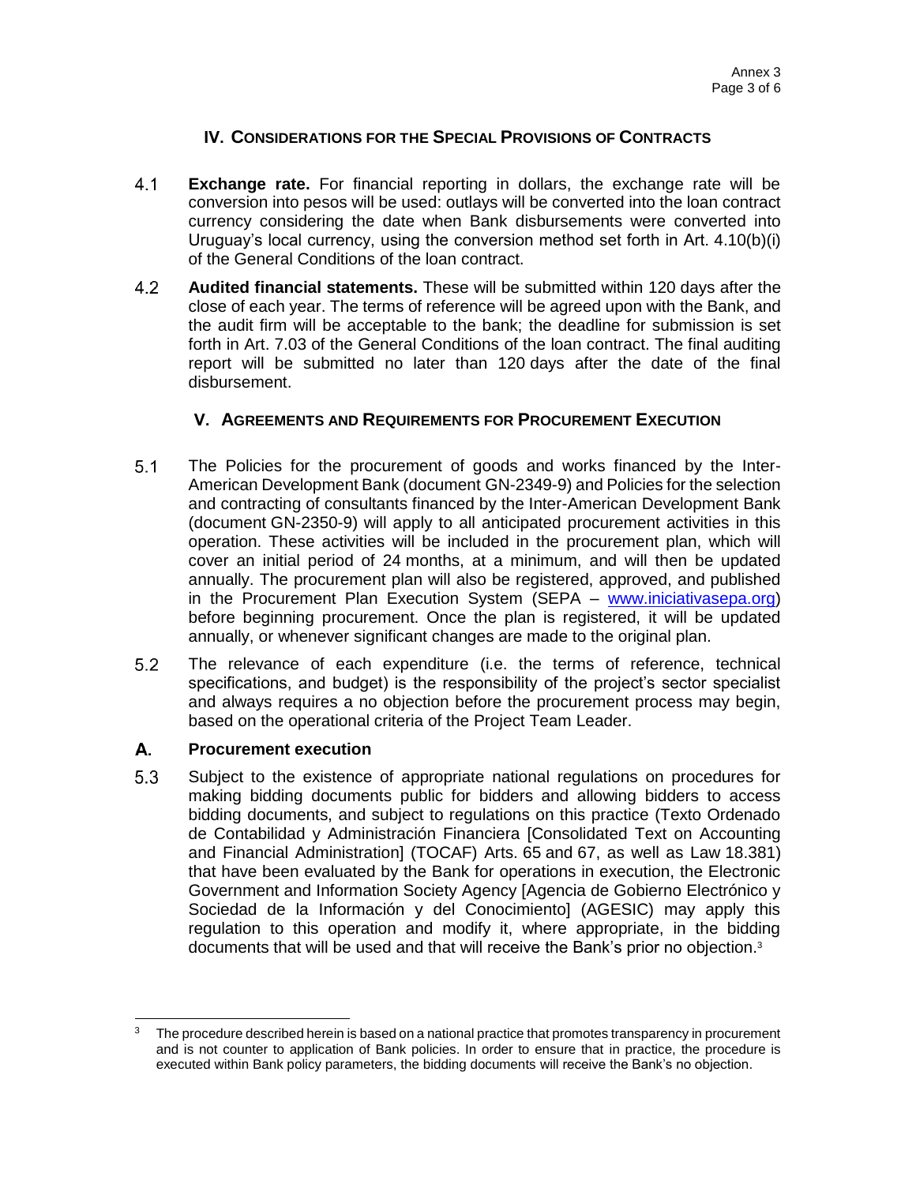## IV. CONSIDERATIONS FOR THE SPECIAL PROVISIONS OF CONTRACTS

4.1 **Exchange rate.** For financial reporting in dollars, the exchange rate will be conversion into pesos will be used: outlays will be converted into the loan contract currency considering the date when Bank disbursements were converted into Uruguay's local currency, using the conversion method set forth in Art. 4.10(b)(i) of the General Conditions of the loan contract.

4.2 **Audited financial statements.** These will be submitted within 120 days after the close of each year. The terms of reference will be agreed upon with the Bank, and the audit firm will be acceptable to the bank; the deadline for submission is set forth in Art. 7.03 of the General Conditions of the loan contract. The final auditing report will be submitted no later than 120 days after the date of the final disbursement.

## V. AGREEMENTS AND REQUIREMENTS FOR PROCUREMENT EXECUTION

5.1 The Policies for the procurement of goods and works financed by the Inter-American Development Bank (document GN-2349-9) and Policies for the selection and contracting of consultants financed by the Inter-American Development Bank (document GN-2350-9) will apply to all anticipated procurement activities in this operation. These activities will be included in the procurement plan, which will cover an initial period of 24 months, at a minimum, and will then be updated annually. The procurement plan will also be registered, approved, and published in the Procurement Plan Execution System (SEPA – www.iniciativasepa.org) before beginning procurement. Once the plan is registered, it will be updated annually, or whenever significant changes are made to the original plan.

5.2 The relevance of each expenditure (i.e. the terms of reference, technical specifications, and budget) is the responsibility of the project's sector specialist and always requires a no objection before the procurement process may begin, based on the operational criteria of the Project Team Leader.

### A. Procurement execution

5.3 Subject to the existence of appropriate national regulations on procedures for making bidding documents public for bidders and allowing bidders to access bidding documents, and subject to regulations on this practice (Texto Ordenado de Contabilidad y Administración Financiera [Consolidated Text on Accounting and Financial Administration] (TOCAF) Arts. 65 and 67, as well as Law 18.381) that have been evaluated by the Bank for operations in execution, the Electronic Government and Information Society Agency [Agencia de Gobierno Electrónico y Sociedad de la Información y del Conocimiento] (AGESIC) may apply this regulation to this operation and modify it, where appropriate, in the bidding documents that will be used and that will receive the Bank's prior no objection.[3]

[3] The procedure described herein is based on a national practice that promotes transparency in procurement and is not counter to application of Bank policies. In order to ensure that in practice, the procedure is executed within Bank policy parameters, the bidding documents will receive the Bank's no objection.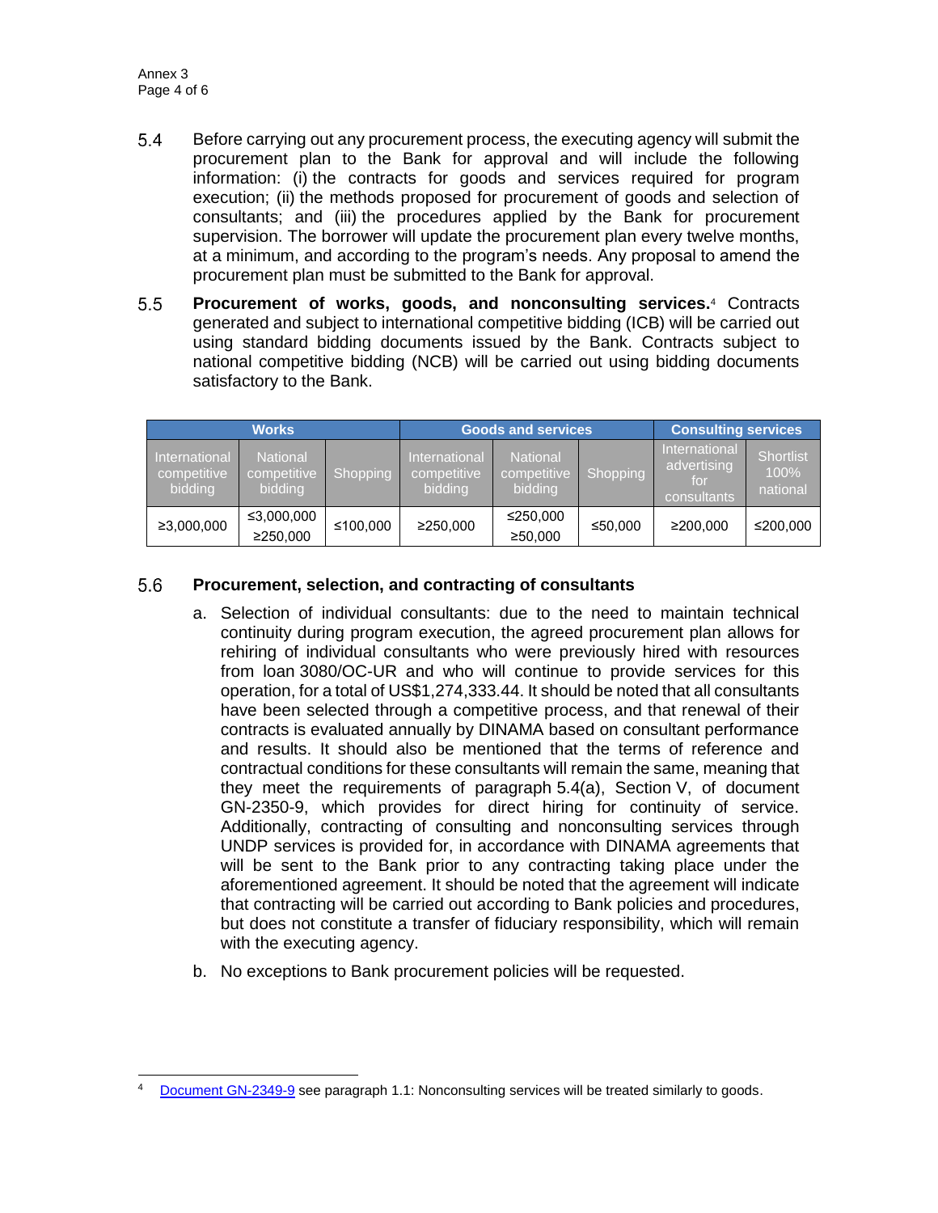5.4 Before carrying out any procurement process, the executing agency will submit the procurement plan to the Bank for approval and will include the following information: (i) the contracts for goods and services required for program execution; (ii) the methods proposed for procurement of goods and selection of consultants; and (iii) the procedures applied by the Bank for procurement supervision. The borrower will update the procurement plan every twelve months, at a minimum, and according to the program's needs. Any proposal to amend the procurement plan must be submitted to the Bank for approval.

5.5 **Procurement of works, goods, and nonconsulting services.**[4] Contracts generated and subject to international competitive bidding (ICB) will be carried out using standard bidding documents issued by the Bank. Contracts subject to national competitive bidding (NCB) will be carried out using bidding documents satisfactory to the Bank.

| Works | | | Goods and services | | | Consulting services | |
|---|---|---|---|---|---|---|---|
| International competitive bidding | National competitive bidding | Shopping | International competitive bidding | National competitive bidding | Shopping | International advertising for consultants | Shortlist 100% national |
| ≥3,000,000 | ≤3,000,000 ≥250,000 | ≤100,000 | ≥250,000 | ≤250,000 ≥50,000 | ≤50,000 | ≥200,000 | ≤200,000 |

5.6 **Procurement, selection, and contracting of consultants**

a. Selection of individual consultants: due to the need to maintain technical continuity during program execution, the agreed procurement plan allows for rehiring of individual consultants who were previously hired with resources from loan 3080/OC-UR and who will continue to provide services for this operation, for a total of US$1,274,333.44. It should be noted that all consultants have been selected through a competitive process, and that renewal of their contracts is evaluated annually by DINAMA based on consultant performance and results. It should also be mentioned that the terms of reference and contractual conditions for these consultants will remain the same, meaning that they meet the requirements of paragraph 5.4(a), Section V, of document GN-2350-9, which provides for direct hiring for continuity of service. Additionally, contracting of consulting and nonconsulting services through UNDP services is provided for, in accordance with DINAMA agreements that will be sent to the Bank prior to any contracting taking place under the aforementioned agreement. It should be noted that the agreement will indicate that contracting will be carried out according to Bank policies and procedures, but does not constitute a transfer of fiduciary responsibility, which will remain with the executing agency.

b. No exceptions to Bank procurement policies will be requested.

---

[4] Document GN-2349-9 see paragraph 1.1: Nonconsulting services will be treated similarly to goods.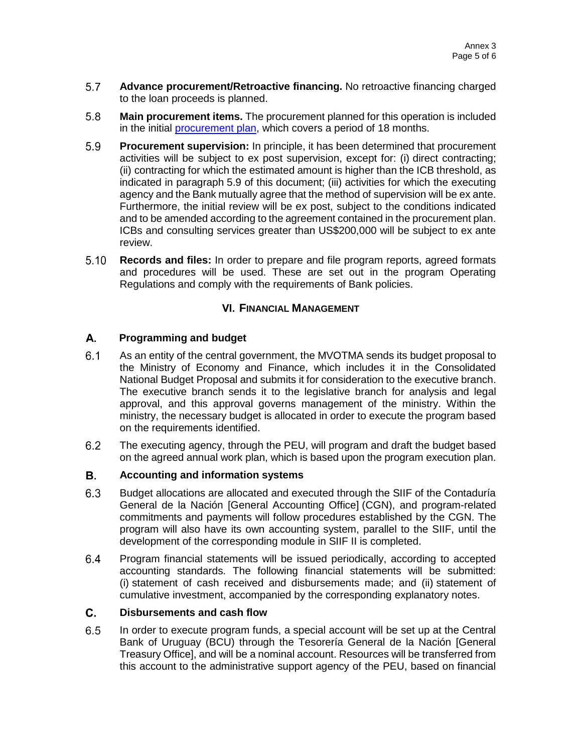5.7 **Advance procurement/Retroactive financing.** No retroactive financing charged to the loan proceeds is planned.

5.8 **Main procurement items.** The procurement planned for this operation is included in the initial procurement plan, which covers a period of 18 months.

5.9 **Procurement supervision:** In principle, it has been determined that procurement activities will be subject to ex post supervision, except for: (i) direct contracting; (ii) contracting for which the estimated amount is higher than the ICB threshold, as indicated in paragraph 5.9 of this document; (iii) activities for which the executing agency and the Bank mutually agree that the method of supervision will be ex ante. Furthermore, the initial review will be ex post, subject to the conditions indicated and to be amended according to the agreement contained in the procurement plan. ICBs and consulting services greater than US$200,000 will be subject to ex ante review.

5.10 **Records and files:** In order to prepare and file program reports, agreed formats and procedures will be used. These are set out in the program Operating Regulations and comply with the requirements of Bank policies.

## VI. Financial Management

### A. Programming and budget

6.1 As an entity of the central government, the MVOTMA sends its budget proposal to the Ministry of Economy and Finance, which includes it in the Consolidated National Budget Proposal and submits it for consideration to the executive branch. The executive branch sends it to the legislative branch for analysis and legal approval, and this approval governs management of the ministry. Within the ministry, the necessary budget is allocated in order to execute the program based on the requirements identified.

6.2 The executing agency, through the PEU, will program and draft the budget based on the agreed annual work plan, which is based upon the program execution plan.

### B. Accounting and information systems

6.3 Budget allocations are allocated and executed through the SIIF of the Contaduría General de la Nación [General Accounting Office] (CGN), and program-related commitments and payments will follow procedures established by the CGN. The program will also have its own accounting system, parallel to the SIIF, until the development of the corresponding module in SIIF II is completed.

6.4 Program financial statements will be issued periodically, according to accepted accounting standards. The following financial statements will be submitted: (i) statement of cash received and disbursements made; and (ii) statement of cumulative investment, accompanied by the corresponding explanatory notes.

### C. Disbursements and cash flow

6.5 In order to execute program funds, a special account will be set up at the Central Bank of Uruguay (BCU) through the Tesorería General de la Nación [General Treasury Office], and will be a nominal account. Resources will be transferred from this account to the administrative support agency of the PEU, based on financial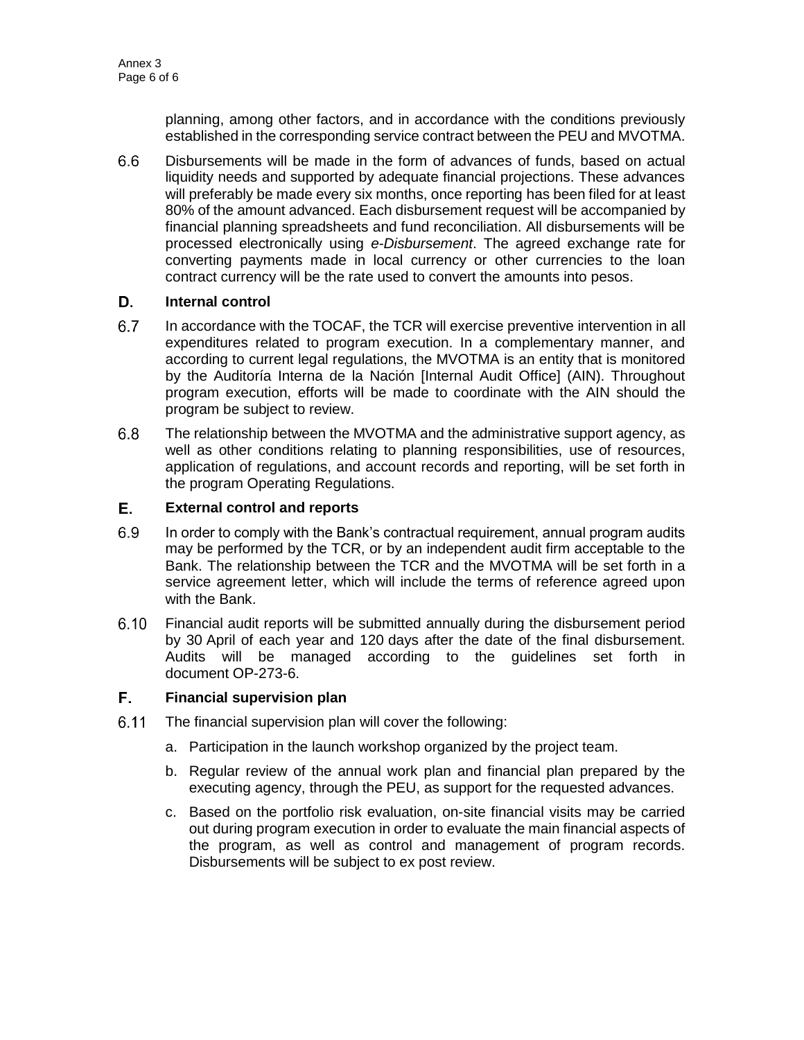planning, among other factors, and in accordance with the conditions previously established in the corresponding service contract between the PEU and MVOTMA.

6.6 Disbursements will be made in the form of advances of funds, based on actual liquidity needs and supported by adequate financial projections. These advances will preferably be made every six months, once reporting has been filed for at least 80% of the amount advanced. Each disbursement request will be accompanied by financial planning spreadsheets and fund reconciliation. All disbursements will be processed electronically using *e-Disbursement*. The agreed exchange rate for converting payments made in local currency or other currencies to the loan contract currency will be the rate used to convert the amounts into pesos.

## D. Internal control

6.7 In accordance with the TOCAF, the TCR will exercise preventive intervention in all expenditures related to program execution. In a complementary manner, and according to current legal regulations, the MVOTMA is an entity that is monitored by the Auditoría Interna de la Nación [Internal Audit Office] (AIN). Throughout program execution, efforts will be made to coordinate with the AIN should the program be subject to review.

6.8 The relationship between the MVOTMA and the administrative support agency, as well as other conditions relating to planning responsibilities, use of resources, application of regulations, and account records and reporting, will be set forth in the program Operating Regulations.

## E. External control and reports

6.9 In order to comply with the Bank's contractual requirement, annual program audits may be performed by the TCR, or by an independent audit firm acceptable to the Bank. The relationship between the TCR and the MVOTMA will be set forth in a service agreement letter, which will include the terms of reference agreed upon with the Bank.

6.10 Financial audit reports will be submitted annually during the disbursement period by 30 April of each year and 120 days after the date of the final disbursement. Audits will be managed according to the guidelines set forth in document OP-273-6.

## F. Financial supervision plan

6.11 The financial supervision plan will cover the following:

a. Participation in the launch workshop organized by the project team.

b. Regular review of the annual work plan and financial plan prepared by the executing agency, through the PEU, as support for the requested advances.

c. Based on the portfolio risk evaluation, on-site financial visits may be carried out during program execution in order to evaluate the main financial aspects of the program, as well as control and management of program records. Disbursements will be subject to ex post review.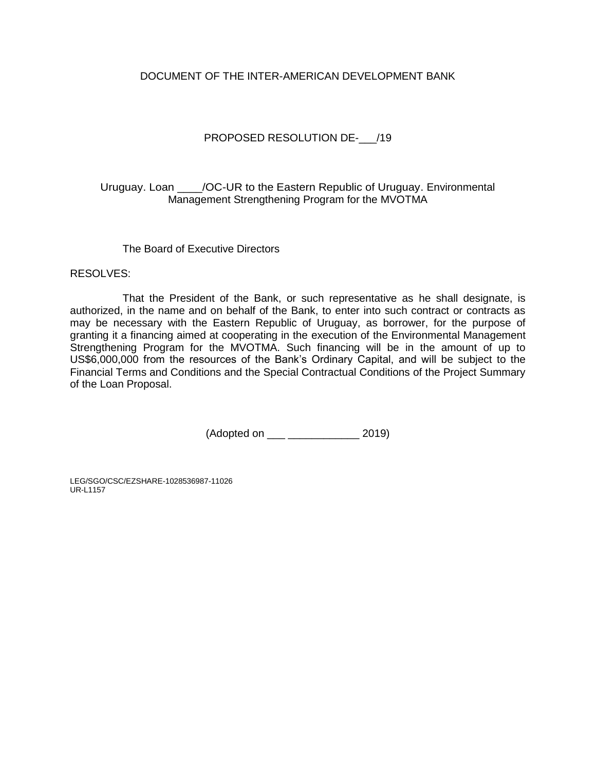DOCUMENT OF THE INTER-AMERICAN DEVELOPMENT BANK

PROPOSED RESOLUTION DE-___/19

Uruguay. Loan ____/OC-UR to the Eastern Republic of Uruguay. Environmental Management Strengthening Program for the MVOTMA

The Board of Executive Directors

RESOLVES:

That the President of the Bank, or such representative as he shall designate, is authorized, in the name and on behalf of the Bank, to enter into such contract or contracts as may be necessary with the Eastern Republic of Uruguay, as borrower, for the purpose of granting it a financing aimed at cooperating in the execution of the Environmental Management Strengthening Program for the MVOTMA. Such financing will be in the amount of up to US$6,000,000 from the resources of the Bank's Ordinary Capital, and will be subject to the Financial Terms and Conditions and the Special Contractual Conditions of the Project Summary of the Loan Proposal.

(Adopted on ___ ____________ 2019)

LEG/SGO/CSC/EZSHARE-1028536987-11026
UR-L1157